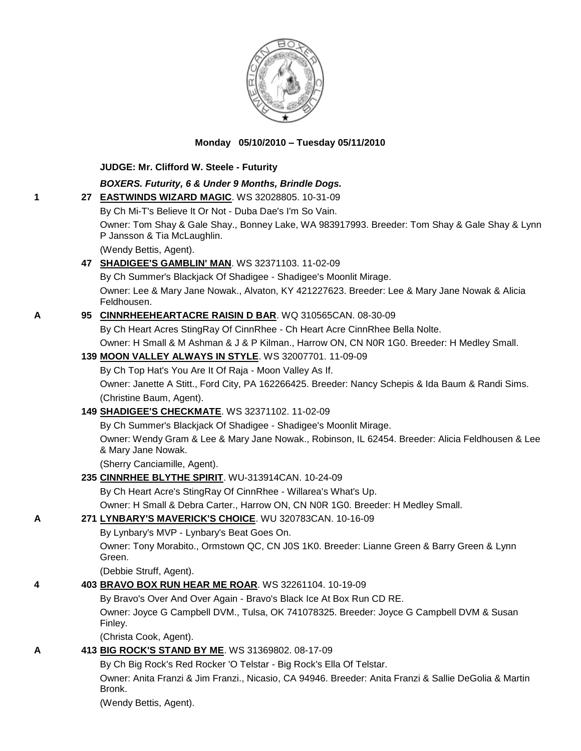**Monday 05/10/2010 – Tuesday 05/11/2010**

**JUDGE: Mr. Clifford W. Steele - Futurity**

***BOXERS. Futurity, 6 & Under 9 Months, Brindle Dogs.***

**1** **27 EASTWINDS WIZARD MAGIC**. WS 32028805. 10-31-09
By Ch Mi-T's Believe It Or Not - Duba Dae's I'm So Vain.
Owner: Tom Shay & Gale Shay., Bonney Lake, WA 983917993. Breeder: Tom Shay & Gale Shay & Lynn P Jansson & Tia McLaughlin.
(Wendy Bettis, Agent).

**47 SHADIGEE'S GAMBLIN' MAN**. WS 32371103. 11-02-09
By Ch Summer's Blackjack Of Shadigee - Shadigee's Moonlit Mirage.
Owner: Lee & Mary Jane Nowak., Alvaton, KY 421227623. Breeder: Lee & Mary Jane Nowak & Alicia Feldhousen.

**A** **95 CINNRHEEHEARTACRE RAISIN D BAR**. WQ 310565CAN. 08-30-09
By Ch Heart Acres StingRay Of CinnRhee - Ch Heart Acre CinnRhee Bella Nolte.
Owner: H Small & M Ashman & J & P Kilman., Harrow ON, CN N0R 1G0. Breeder: H Medley Small.

**139 MOON VALLEY ALWAYS IN STYLE**. WS 32007701. 11-09-09
By Ch Top Hat's You Are It Of Raja - Moon Valley As If.
Owner: Janette A Stitt., Ford City, PA 162266425. Breeder: Nancy Schepis & Ida Baum & Randi Sims.
(Christine Baum, Agent).

**149 SHADIGEE'S CHECKMATE**. WS 32371102. 11-02-09
By Ch Summer's Blackjack Of Shadigee - Shadigee's Moonlit Mirage.
Owner: Wendy Gram & Lee & Mary Jane Nowak., Robinson, IL 62454. Breeder: Alicia Feldhousen & Lee & Mary Jane Nowak.
(Sherry Canciamille, Agent).

**235 CINNRHEE BLYTHE SPIRIT**. WU-313914CAN. 10-24-09
By Ch Heart Acre's StingRay Of CinnRhee - Willarea's What's Up.
Owner: H Small & Debra Carter., Harrow ON, CN N0R 1G0. Breeder: H Medley Small.

**A** **271 LYNBARY'S MAVERICK'S CHOICE**. WU 320783CAN. 10-16-09
By Lynbary's MVP - Lynbary's Beat Goes On.
Owner: Tony Morabito., Ormstown QC, CN J0S 1K0. Breeder: Lianne Green & Barry Green & Lynn Green.
(Debbie Struff, Agent).

**4** **403 BRAVO BOX RUN HEAR ME ROAR**. WS 32261104. 10-19-09
By Bravo's Over And Over Again - Bravo's Black Ice At Box Run CD RE.
Owner: Joyce G Campbell DVM., Tulsa, OK 741078325. Breeder: Joyce G Campbell DVM & Susan Finley.
(Christa Cook, Agent).

**A** **413 BIG ROCK'S STAND BY ME**. WS 31369802. 08-17-09
By Ch Big Rock's Red Rocker 'O Telstar - Big Rock's Ella Of Telstar.
Owner: Anita Franzi & Jim Franzi., Nicasio, CA 94946. Breeder: Anita Franzi & Sallie DeGolia & Martin Bronk.
(Wendy Bettis, Agent).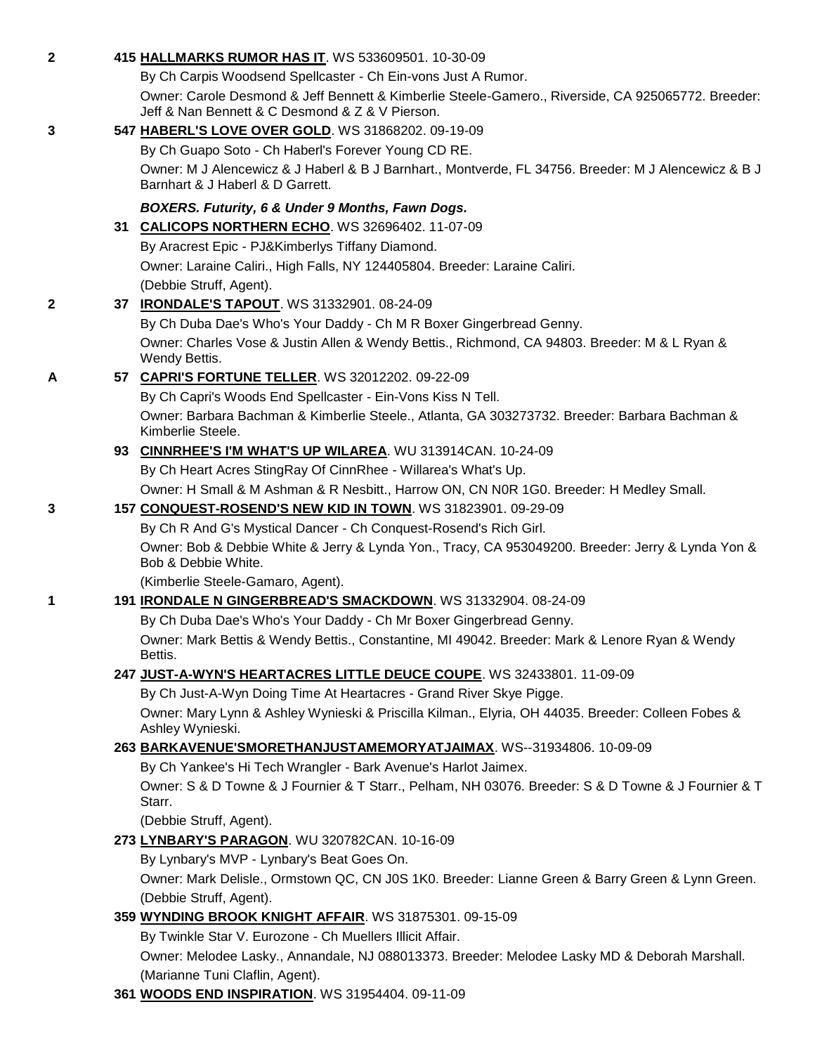**2** 415 **HALLMARKS RUMOR HAS IT**. WS 533609501. 10-30-09

By Ch Carpis Woodsend Spellcaster - Ch Ein-vons Just A Rumor.

Owner: Carole Desmond & Jeff Bennett & Kimberlie Steele-Gamero., Riverside, CA 925065772. Breeder: Jeff & Nan Bennett & C Desmond & Z & V Pierson.

**3** 547 **HABERL'S LOVE OVER GOLD**. WS 31868202. 09-19-09

By Ch Guapo Soto - Ch Haberl's Forever Young CD RE.

Owner: M J Alencewicz & J Haberl & B J Barnhart., Montverde, FL 34756. Breeder: M J Alencewicz & B J Barnhart & J Haberl & D Garrett.

***BOXERS. Futurity, 6 & Under 9 Months, Fawn Dogs.***

31 **CALICOPS NORTHERN ECHO**. WS 32696402. 11-07-09

By Aracrest Epic - PJ&Kimberlys Tiffany Diamond.

Owner: Laraine Caliri., High Falls, NY 124405804. Breeder: Laraine Caliri.

(Debbie Struff, Agent).

**2** 37 **IRONDALE'S TAPOUT**. WS 31332901. 08-24-09

By Ch Duba Dae's Who's Your Daddy - Ch M R Boxer Gingerbread Genny.

Owner: Charles Vose & Justin Allen & Wendy Bettis., Richmond, CA 94803. Breeder: M & L Ryan & Wendy Bettis.

**A** 57 **CAPRI'S FORTUNE TELLER**. WS 32012202. 09-22-09

By Ch Capri's Woods End Spellcaster - Ein-Vons Kiss N Tell.

Owner: Barbara Bachman & Kimberlie Steele., Atlanta, GA 303273732. Breeder: Barbara Bachman & Kimberlie Steele.

93 **CINNRHEE'S I'M WHAT'S UP WILAREA**. WU 313914CAN. 10-24-09

By Ch Heart Acres StingRay Of CinnRhee - Willarea's What's Up.

Owner: H Small & M Ashman & R Nesbitt., Harrow ON, CN N0R 1G0. Breeder: H Medley Small.

**3** 157 **CONQUEST-ROSEND'S NEW KID IN TOWN**. WS 31823901. 09-29-09

By Ch R And G's Mystical Dancer - Ch Conquest-Rosend's Rich Girl.

Owner: Bob & Debbie White & Jerry & Lynda Yon., Tracy, CA 953049200. Breeder: Jerry & Lynda Yon & Bob & Debbie White.

(Kimberlie Steele-Gamaro, Agent).

**1** 191 **IRONDALE N GINGERBREAD'S SMACKDOWN**. WS 31332904. 08-24-09

By Ch Duba Dae's Who's Your Daddy - Ch Mr Boxer Gingerbread Genny.

Owner: Mark Bettis & Wendy Bettis., Constantine, MI 49042. Breeder: Mark & Lenore Ryan & Wendy Bettis.

247 **JUST-A-WYN'S HEARTACRES LITTLE DEUCE COUPE**. WS 32433801. 11-09-09

By Ch Just-A-Wyn Doing Time At Heartacres - Grand River Skye Pigge.

Owner: Mary Lynn & Ashley Wynieski & Priscilla Kilman., Elyria, OH 44035. Breeder: Colleen Fobes & Ashley Wynieski.

263 **BARKAVENUE'SMORETHANJUSTAMEMORYATJAIMAX**. WS--31934806. 10-09-09

By Ch Yankee's Hi Tech Wrangler - Bark Avenue's Harlot Jaimex.

Owner: S & D Towne & J Fournier & T Starr., Pelham, NH 03076. Breeder: S & D Towne & J Fournier & T Starr.

(Debbie Struff, Agent).

273 **LYNBARY'S PARAGON**. WU 320782CAN. 10-16-09

By Lynbary's MVP - Lynbary's Beat Goes On.

Owner: Mark Delisle., Ormstown QC, CN J0S 1K0. Breeder: Lianne Green & Barry Green & Lynn Green.

(Debbie Struff, Agent).

359 **WYNDING BROOK KNIGHT AFFAIR**. WS 31875301. 09-15-09

By Twinkle Star V. Eurozone - Ch Muellers Illicit Affair.

Owner: Melodee Lasky., Annandale, NJ 088013373. Breeder: Melodee Lasky MD & Deborah Marshall.

(Marianne Tuni Claflin, Agent).

361 **WOODS END INSPIRATION**. WS 31954404. 09-11-09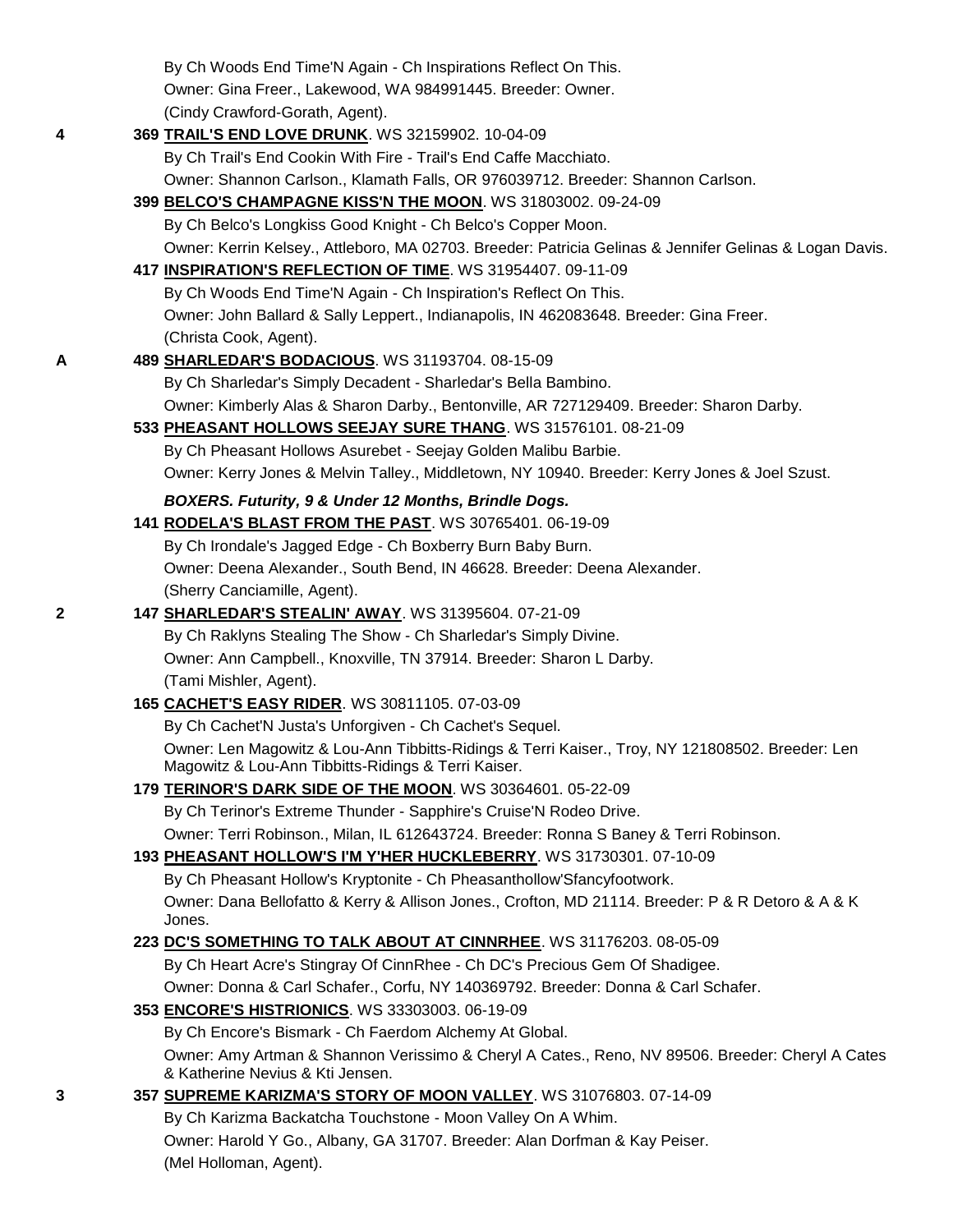By Ch Woods End Time'N Again - Ch Inspirations Reflect On This.
Owner: Gina Freer., Lakewood, WA 984991445. Breeder: Owner.
(Cindy Crawford-Gorath, Agent).

**4** 369 **TRAIL'S END LOVE DRUNK**. WS 32159902. 10-04-09
By Ch Trail's End Cookin With Fire - Trail's End Caffe Macchiato.
Owner: Shannon Carlson., Klamath Falls, OR 976039712. Breeder: Shannon Carlson.

399 **BELCO'S CHAMPAGNE KISS'N THE MOON**. WS 31803002. 09-24-09
By Ch Belco's Longkiss Good Knight - Ch Belco's Copper Moon.
Owner: Kerrin Kelsey., Attleboro, MA 02703. Breeder: Patricia Gelinas & Jennifer Gelinas & Logan Davis.

417 **INSPIRATION'S REFLECTION OF TIME**. WS 31954407. 09-11-09
By Ch Woods End Time'N Again - Ch Inspiration's Reflect On This.
Owner: John Ballard & Sally Leppert., Indianapolis, IN 462083648. Breeder: Gina Freer.
(Christa Cook, Agent).

**A** 489 **SHARLEDAR'S BODACIOUS**. WS 31193704. 08-15-09
By Ch Sharledar's Simply Decadent - Sharledar's Bella Bambino.
Owner: Kimberly Alas & Sharon Darby., Bentonville, AR 727129409. Breeder: Sharon Darby.

533 **PHEASANT HOLLOWS SEEJAY SURE THANG**. WS 31576101. 08-21-09
By Ch Pheasant Hollows Asurebet - Seejay Golden Malibu Barbie.
Owner: Kerry Jones & Melvin Talley., Middletown, NY 10940. Breeder: Kerry Jones & Joel Szust.

***BOXERS. Futurity, 9 & Under 12 Months, Brindle Dogs.***

141 **RODELA'S BLAST FROM THE PAST**. WS 30765401. 06-19-09
By Ch Irondale's Jagged Edge - Ch Boxberry Burn Baby Burn.
Owner: Deena Alexander., South Bend, IN 46628. Breeder: Deena Alexander.
(Sherry Canciamille, Agent).

**2** 147 **SHARLEDAR'S STEALIN' AWAY**. WS 31395604. 07-21-09
By Ch Raklyns Stealing The Show - Ch Sharledar's Simply Divine.
Owner: Ann Campbell., Knoxville, TN 37914. Breeder: Sharon L Darby.
(Tami Mishler, Agent).

165 **CACHET'S EASY RIDER**. WS 30811105. 07-03-09
By Ch Cachet'N Justa's Unforgiven - Ch Cachet's Sequel.
Owner: Len Magowitz & Lou-Ann Tibbitts-Ridings & Terri Kaiser., Troy, NY 121808502. Breeder: Len Magowitz & Lou-Ann Tibbitts-Ridings & Terri Kaiser.

179 **TERINOR'S DARK SIDE OF THE MOON**. WS 30364601. 05-22-09
By Ch Terinor's Extreme Thunder - Sapphire's Cruise'N Rodeo Drive.
Owner: Terri Robinson., Milan, IL 612643724. Breeder: Ronna S Baney & Terri Robinson.

193 **PHEASANT HOLLOW'S I'M Y'HER HUCKLEBERRY**. WS 31730301. 07-10-09
By Ch Pheasant Hollow's Kryptonite - Ch Pheasanthollow'Sfancyfootwork.
Owner: Dana Bellofatto & Kerry & Allison Jones., Crofton, MD 21114. Breeder: P & R Detoro & A & K Jones.

223 **DC'S SOMETHING TO TALK ABOUT AT CINNRHEE**. WS 31176203. 08-05-09
By Ch Heart Acre's Stingray Of CinnRhee - Ch DC's Precious Gem Of Shadigee.
Owner: Donna & Carl Schafer., Corfu, NY 140369792. Breeder: Donna & Carl Schafer.

353 **ENCORE'S HISTRIONICS**. WS 33303003. 06-19-09
By Ch Encore's Bismark - Ch Faerdom Alchemy At Global.
Owner: Amy Artman & Shannon Verissimo & Cheryl A Cates., Reno, NV 89506. Breeder: Cheryl A Cates & Katherine Nevius & Kti Jensen.

**3** 357 **SUPREME KARIZMA'S STORY OF MOON VALLEY**. WS 31076803. 07-14-09
By Ch Karizma Backatcha Touchstone - Moon Valley On A Whim.
Owner: Harold Y Go., Albany, GA 31707. Breeder: Alan Dorfman & Kay Peiser.
(Mel Holloman, Agent).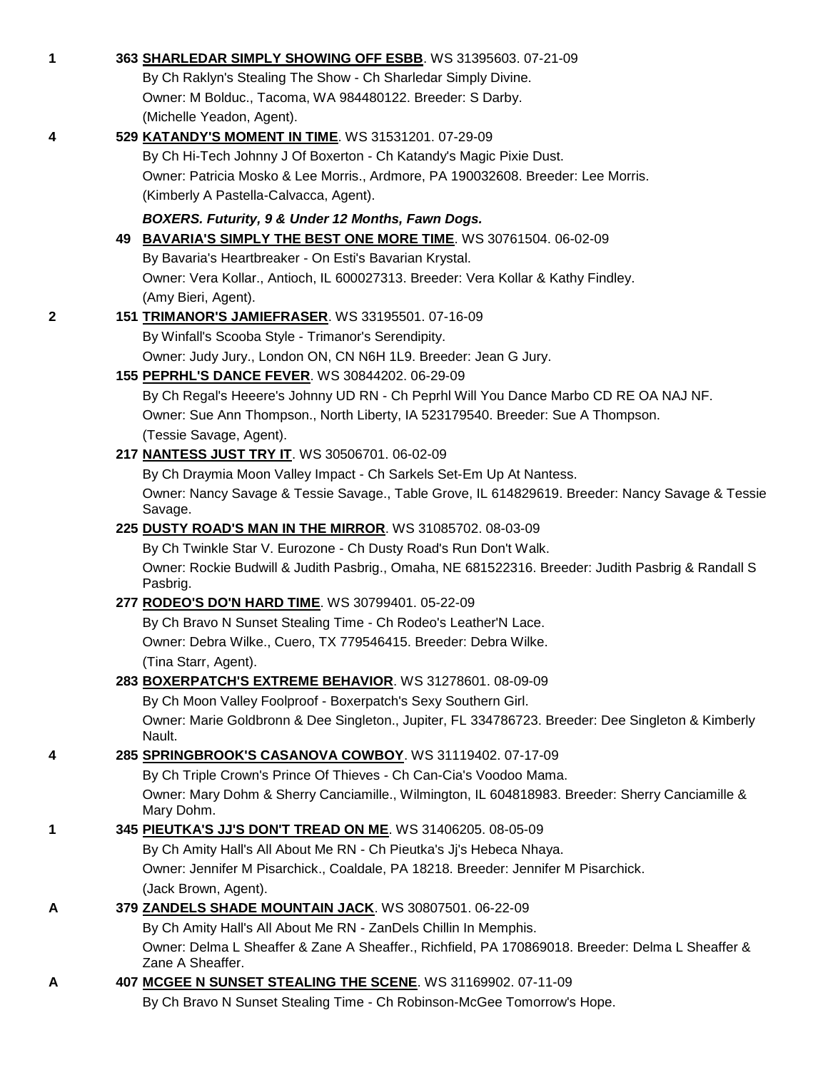1 **363 SHARLEDAR SIMPLY SHOWING OFF ESBB**. WS 31395603. 07-21-09
By Ch Raklyn's Stealing The Show - Ch Sharledar Simply Divine.
Owner: M Bolduc., Tacoma, WA 984480122. Breeder: S Darby.
(Michelle Yeadon, Agent).

4 **529 KATANDY'S MOMENT IN TIME**. WS 31531201. 07-29-09
By Ch Hi-Tech Johnny J Of Boxerton - Ch Katandy's Magic Pixie Dust.
Owner: Patricia Mosko & Lee Morris., Ardmore, PA 190032608. Breeder: Lee Morris.
(Kimberly A Pastella-Calvacca, Agent).

***BOXERS. Futurity, 9 & Under 12 Months, Fawn Dogs.***

**49 BAVARIA'S SIMPLY THE BEST ONE MORE TIME**. WS 30761504. 06-02-09
By Bavaria's Heartbreaker - On Esti's Bavarian Krystal.
Owner: Vera Kollar., Antioch, IL 600027313. Breeder: Vera Kollar & Kathy Findley.
(Amy Bieri, Agent).

2 **151 TRIMANOR'S JAMIEFRASER**. WS 33195501. 07-16-09
By Winfall's Scooba Style - Trimanor's Serendipity.
Owner: Judy Jury., London ON, CN N6H 1L9. Breeder: Jean G Jury.

**155 PEPRHL'S DANCE FEVER**. WS 30844202. 06-29-09
By Ch Regal's Heeere's Johnny UD RN - Ch Peprhl Will You Dance Marbo CD RE OA NAJ NF.
Owner: Sue Ann Thompson., North Liberty, IA 523179540. Breeder: Sue A Thompson.
(Tessie Savage, Agent).

**217 NANTESS JUST TRY IT**. WS 30506701. 06-02-09
By Ch Draymia Moon Valley Impact - Ch Sarkels Set-Em Up At Nantess.
Owner: Nancy Savage & Tessie Savage., Table Grove, IL 614829619. Breeder: Nancy Savage & Tessie Savage.

**225 DUSTY ROAD'S MAN IN THE MIRROR**. WS 31085702. 08-03-09
By Ch Twinkle Star V. Eurozone - Ch Dusty Road's Run Don't Walk.
Owner: Rockie Budwill & Judith Pasbrig., Omaha, NE 681522316. Breeder: Judith Pasbrig & Randall S Pasbrig.

**277 RODEO'S DO'N HARD TIME**. WS 30799401. 05-22-09
By Ch Bravo N Sunset Stealing Time - Ch Rodeo's Leather'N Lace.
Owner: Debra Wilke., Cuero, TX 779546415. Breeder: Debra Wilke.
(Tina Starr, Agent).

**283 BOXERPATCH'S EXTREME BEHAVIOR**. WS 31278601. 08-09-09
By Ch Moon Valley Foolproof - Boxerpatch's Sexy Southern Girl.
Owner: Marie Goldbronn & Dee Singleton., Jupiter, FL 334786723. Breeder: Dee Singleton & Kimberly Nault.

4 **285 SPRINGBROOK'S CASANOVA COWBOY**. WS 31119402. 07-17-09
By Ch Triple Crown's Prince Of Thieves - Ch Can-Cia's Voodoo Mama.
Owner: Mary Dohm & Sherry Canciamille., Wilmington, IL 604818983. Breeder: Sherry Canciamille & Mary Dohm.

1 **345 PIEUTKA'S JJ'S DON'T TREAD ON ME**. WS 31406205. 08-05-09
By Ch Amity Hall's All About Me RN - Ch Pieutka's Jj's Hebeca Nhaya.
Owner: Jennifer M Pisarchick., Coaldale, PA 18218. Breeder: Jennifer M Pisarchick.
(Jack Brown, Agent).

A **379 ZANDELS SHADE MOUNTAIN JACK**. WS 30807501. 06-22-09
By Ch Amity Hall's All About Me RN - ZanDels Chillin In Memphis.
Owner: Delma L Sheaffer & Zane A Sheaffer., Richfield, PA 170869018. Breeder: Delma L Sheaffer & Zane A Sheaffer.

A **407 MCGEE N SUNSET STEALING THE SCENE**. WS 31169902. 07-11-09
By Ch Bravo N Sunset Stealing Time - Ch Robinson-McGee Tomorrow's Hope.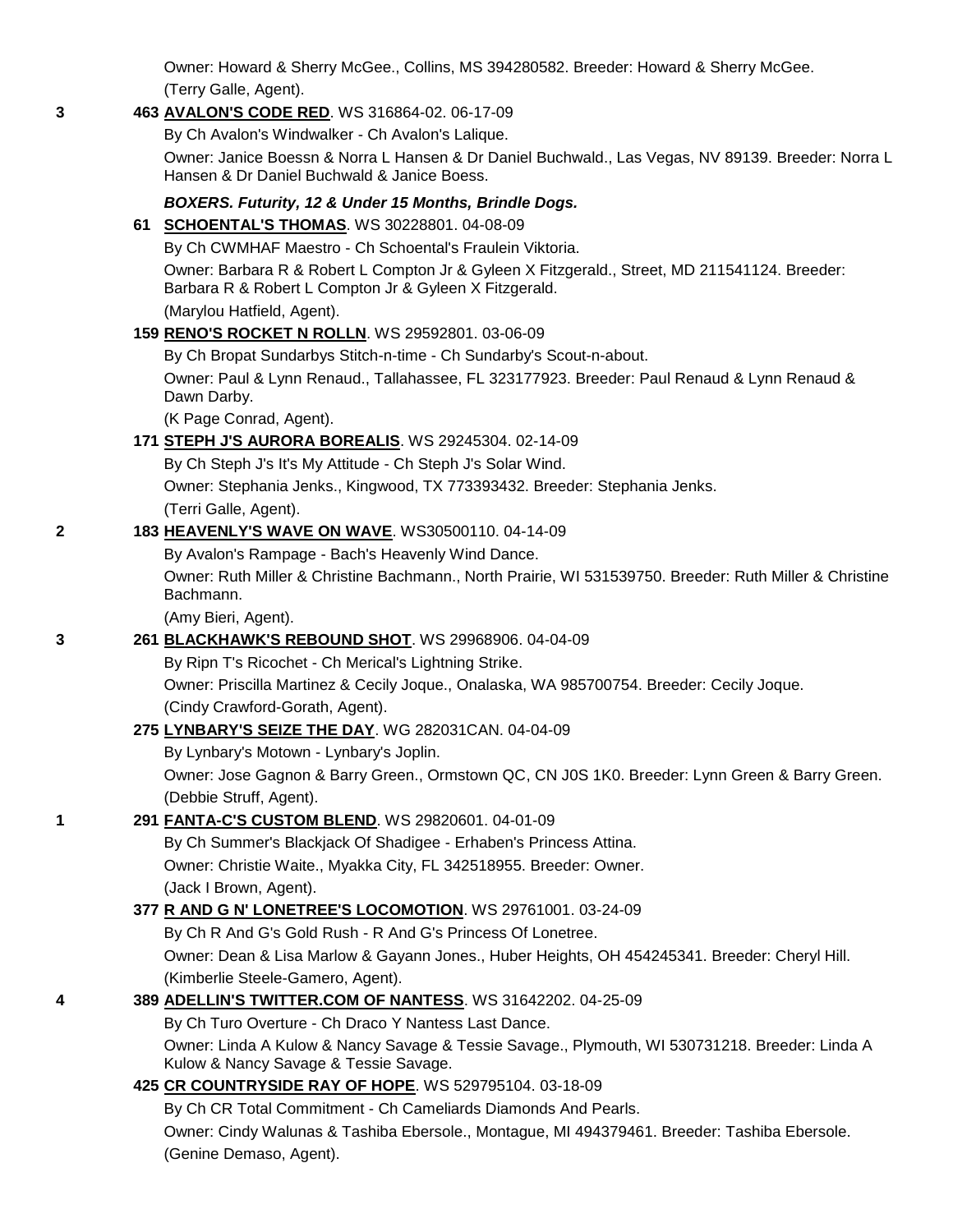Owner: Howard & Sherry McGee., Collins, MS 394280582. Breeder: Howard & Sherry McGee.
(Terry Galle, Agent).

3 463 **AVALON'S CODE RED**. WS 316864-02. 06-17-09
By Ch Avalon's Windwalker - Ch Avalon's Lalique.
Owner: Janice Boessn & Norra L Hansen & Dr Daniel Buchwald., Las Vegas, NV 89139. Breeder: Norra L Hansen & Dr Daniel Buchwald & Janice Boess.

***BOXERS. Futurity, 12 & Under 15 Months, Brindle Dogs.***

61 **SCHOENTAL'S THOMAS**. WS 30228801. 04-08-09
By Ch CWMHAF Maestro - Ch Schoental's Fraulein Viktoria.
Owner: Barbara R & Robert L Compton Jr & Gyleen X Fitzgerald., Street, MD 211541124. Breeder: Barbara R & Robert L Compton Jr & Gyleen X Fitzgerald.
(Marylou Hatfield, Agent).

159 **RENO'S ROCKET N ROLLN**. WS 29592801. 03-06-09
By Ch Bropat Sundarbys Stitch-n-time - Ch Sundarby's Scout-n-about.
Owner: Paul & Lynn Renaud., Tallahassee, FL 323177923. Breeder: Paul Renaud & Lynn Renaud & Dawn Darby.
(K Page Conrad, Agent).

171 **STEPH J'S AURORA BOREALIS**. WS 29245304. 02-14-09
By Ch Steph J's It's My Attitude - Ch Steph J's Solar Wind.
Owner: Stephania Jenks., Kingwood, TX 773393432. Breeder: Stephania Jenks.
(Terri Galle, Agent).

2 183 **HEAVENLY'S WAVE ON WAVE**. WS30500110. 04-14-09
By Avalon's Rampage - Bach's Heavenly Wind Dance.
Owner: Ruth Miller & Christine Bachmann., North Prairie, WI 531539750. Breeder: Ruth Miller & Christine Bachmann.
(Amy Bieri, Agent).

3 261 **BLACKHAWK'S REBOUND SHOT**. WS 29968906. 04-04-09
By Ripn T's Ricochet - Ch Merical's Lightning Strike.
Owner: Priscilla Martinez & Cecily Joque., Onalaska, WA 985700754. Breeder: Cecily Joque.
(Cindy Crawford-Gorath, Agent).

275 **LYNBARY'S SEIZE THE DAY**. WG 282031CAN. 04-04-09
By Lynbary's Motown - Lynbary's Joplin.
Owner: Jose Gagnon & Barry Green., Ormstown QC, CN J0S 1K0. Breeder: Lynn Green & Barry Green.
(Debbie Struff, Agent).

1 291 **FANTA-C'S CUSTOM BLEND**. WS 29820601. 04-01-09
By Ch Summer's Blackjack Of Shadigee - Erhaben's Princess Attina.
Owner: Christie Waite., Myakka City, FL 342518955. Breeder: Owner.
(Jack I Brown, Agent).

377 **R AND G N' LONETREE'S LOCOMOTION**. WS 29761001. 03-24-09
By Ch R And G's Gold Rush - R And G's Princess Of Lonetree.
Owner: Dean & Lisa Marlow & Gayann Jones., Huber Heights, OH 454245341. Breeder: Cheryl Hill.
(Kimberlie Steele-Gamero, Agent).

4 389 **ADELLIN'S TWITTER.COM OF NANTESS**. WS 31642202. 04-25-09
By Ch Turo Overture - Ch Draco Y Nantess Last Dance.
Owner: Linda A Kulow & Nancy Savage & Tessie Savage., Plymouth, WI 530731218. Breeder: Linda A Kulow & Nancy Savage & Tessie Savage.

425 **CR COUNTRYSIDE RAY OF HOPE**. WS 529795104. 03-18-09
By Ch CR Total Commitment - Ch Cameliards Diamonds And Pearls.
Owner: Cindy Walunas & Tashiba Ebersole., Montague, MI 494379461. Breeder: Tashiba Ebersole.
(Genine Demaso, Agent).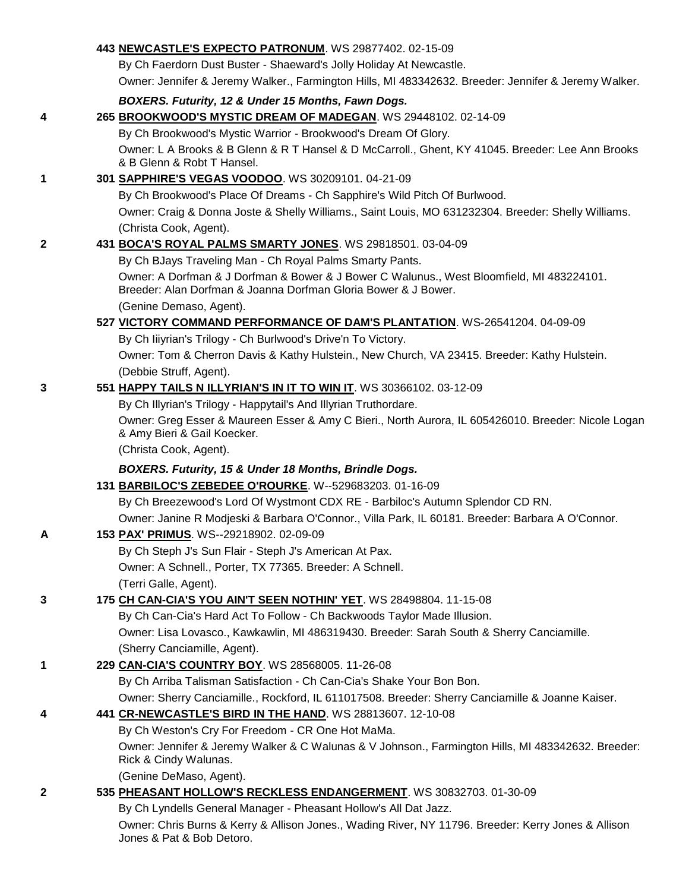**443 NEWCASTLE'S EXPECTO PATRONUM**. WS 29877402. 02-15-09
By Ch Faerdorn Dust Buster - Shaeward's Jolly Holiday At Newcastle.
Owner: Jennifer & Jeremy Walker., Farmington Hills, MI 483342632. Breeder: Jennifer & Jeremy Walker.

***BOXERS. Futurity, 12 & Under 15 Months, Fawn Dogs.***

4 **265 BROOKWOOD'S MYSTIC DREAM OF MADEGAN**. WS 29448102. 02-14-09
By Ch Brookwood's Mystic Warrior - Brookwood's Dream Of Glory.
Owner: L A Brooks & B Glenn & R T Hansel & D McCarroll., Ghent, KY 41045. Breeder: Lee Ann Brooks & B Glenn & Robt T Hansel.

1 **301 SAPPHIRE'S VEGAS VOODOO**. WS 30209101. 04-21-09
By Ch Brookwood's Place Of Dreams - Ch Sapphire's Wild Pitch Of Burlwood.
Owner: Craig & Donna Joste & Shelly Williams., Saint Louis, MO 631232304. Breeder: Shelly Williams.
(Christa Cook, Agent).

2 **431 BOCA'S ROYAL PALMS SMARTY JONES**. WS 29818501. 03-04-09
By Ch BJays Traveling Man - Ch Royal Palms Smarty Pants.
Owner: A Dorfman & J Dorfman & Bower & J Bower C Walunus., West Bloomfield, MI 483224101. Breeder: Alan Dorfman & Joanna Dorfman Gloria Bower & J Bower.
(Genine Demaso, Agent).

**527 VICTORY COMMAND PERFORMANCE OF DAM'S PLANTATION**. WS-26541204. 04-09-09
By Ch Iiiyrian's Trilogy - Ch Burlwood's Drive'n To Victory.
Owner: Tom & Cherron Davis & Kathy Hulstein., New Church, VA 23415. Breeder: Kathy Hulstein.
(Debbie Struff, Agent).

3 **551 HAPPY TAILS N ILLYRIAN'S IN IT TO WIN IT**. WS 30366102. 03-12-09
By Ch Illyrian's Trilogy - Happytail's And Illyrian Truthordare.
Owner: Greg Esser & Maureen Esser & Amy C Bieri., North Aurora, IL 605426010. Breeder: Nicole Logan & Amy Bieri & Gail Koecker.
(Christa Cook, Agent).

***BOXERS. Futurity, 15 & Under 18 Months, Brindle Dogs.***

**131 BARBILOC'S ZEBEDEE O'ROURKE**. W--529683203. 01-16-09
By Ch Breezewood's Lord Of Wystmont CDX RE - Barbiloc's Autumn Splendor CD RN.
Owner: Janine R Modjeski & Barbara O'Connor., Villa Park, IL 60181. Breeder: Barbara A O'Connor.

A **153 PAX' PRIMUS**. WS--29218902. 02-09-09
By Ch Steph J's Sun Flair - Steph J's American At Pax.
Owner: A Schnell., Porter, TX 77365. Breeder: A Schnell.
(Terri Galle, Agent).

3 **175 CH CAN-CIA'S YOU AIN'T SEEN NOTHIN' YET**. WS 28498804. 11-15-08
By Ch Can-Cia's Hard Act To Follow - Ch Backwoods Taylor Made Illusion.
Owner: Lisa Lovasco., Kawkawlin, MI 486319430. Breeder: Sarah South & Sherry Canciamille.
(Sherry Canciamille, Agent).

1 **229 CAN-CIA'S COUNTRY BOY**. WS 28568005. 11-26-08
By Ch Arriba Talisman Satisfaction - Ch Can-Cia's Shake Your Bon Bon.
Owner: Sherry Canciamille., Rockford, IL 611017508. Breeder: Sherry Canciamille & Joanne Kaiser.

4 **441 CR-NEWCASTLE'S BIRD IN THE HAND**. WS 28813607. 12-10-08
By Ch Weston's Cry For Freedom - CR One Hot MaMa.
Owner: Jennifer & Jeremy Walker & C Walunas & V Johnson., Farmington Hills, MI 483342632. Breeder: Rick & Cindy Walunas.
(Genine DeMaso, Agent).

2 **535 PHEASANT HOLLOW'S RECKLESS ENDANGERMENT**. WS 30832703. 01-30-09
By Ch Lyndells General Manager - Pheasant Hollow's All Dat Jazz.
Owner: Chris Burns & Kerry & Allison Jones., Wading River, NY 11796. Breeder: Kerry Jones & Allison Jones & Pat & Bob Detoro.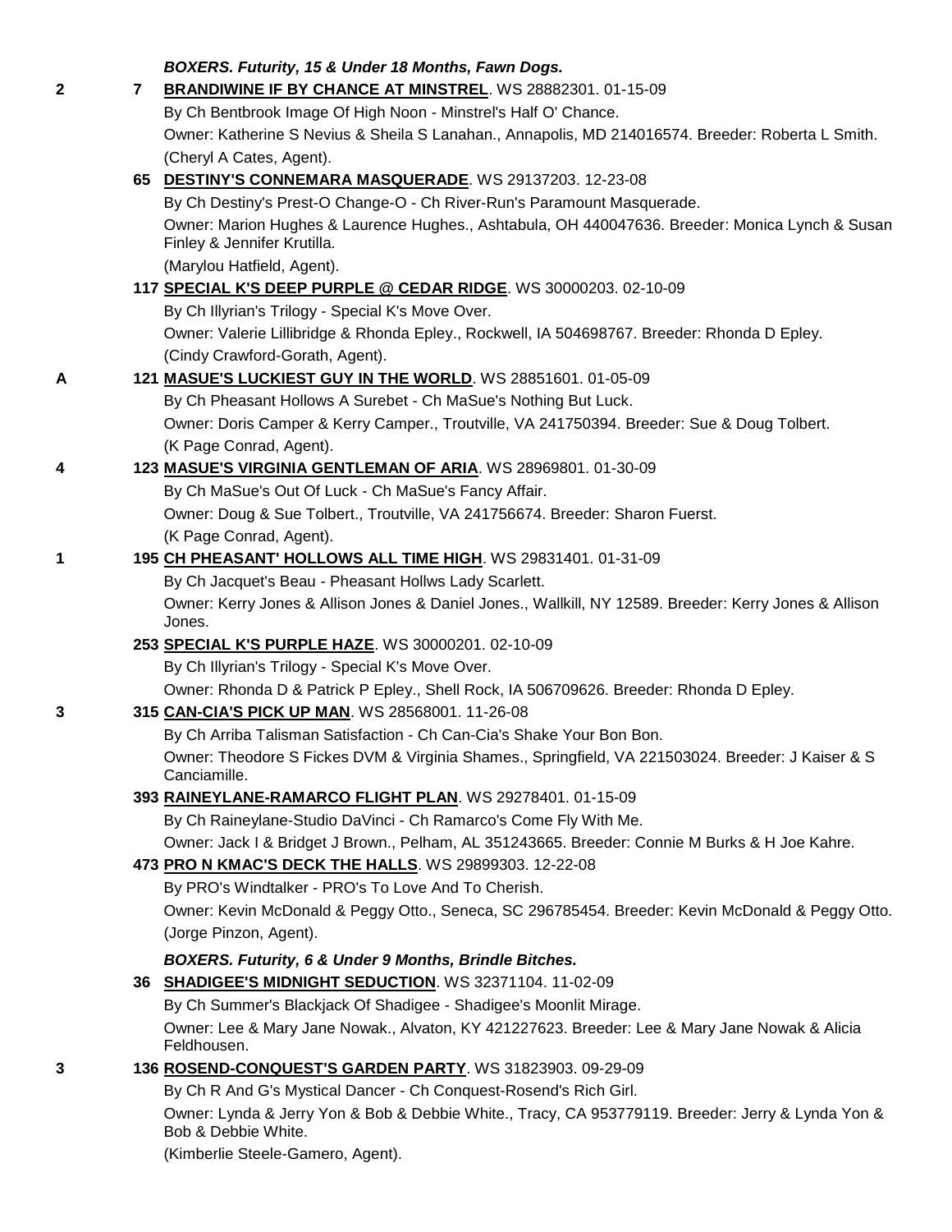***BOXERS. Futurity, 15 & Under 18 Months, Fawn Dogs.***

**2** 7 **BRANDIWINE IF BY CHANCE AT MINSTREL**. WS 28882301. 01-15-09
By Ch Bentbrook Image Of High Noon - Minstrel's Half O' Chance.
Owner: Katherine S Nevius & Sheila S Lanahan., Annapolis, MD 214016574. Breeder: Roberta L Smith.
(Cheryl A Cates, Agent).

65 **DESTINY'S CONNEMARA MASQUERADE**. WS 29137203. 12-23-08
By Ch Destiny's Prest-O Change-O - Ch River-Run's Paramount Masquerade.
Owner: Marion Hughes & Laurence Hughes., Ashtabula, OH 440047636. Breeder: Monica Lynch & Susan Finley & Jennifer Krutilla.
(Marylou Hatfield, Agent).

117 **SPECIAL K'S DEEP PURPLE @ CEDAR RIDGE**. WS 30000203. 02-10-09
By Ch Illyrian's Trilogy - Special K's Move Over.
Owner: Valerie Lillibridge & Rhonda Epley., Rockwell, IA 504698767. Breeder: Rhonda D Epley.
(Cindy Crawford-Gorath, Agent).

**A** 121 **MASUE'S LUCKIEST GUY IN THE WORLD**. WS 28851601. 01-05-09
By Ch Pheasant Hollows A Surebet - Ch MaSue's Nothing But Luck.
Owner: Doris Camper & Kerry Camper., Troutville, VA 241750394. Breeder: Sue & Doug Tolbert.
(K Page Conrad, Agent).

**4** 123 **MASUE'S VIRGINIA GENTLEMAN OF ARIA**. WS 28969801. 01-30-09
By Ch MaSue's Out Of Luck - Ch MaSue's Fancy Affair.
Owner: Doug & Sue Tolbert., Troutville, VA 241756674. Breeder: Sharon Fuerst.
(K Page Conrad, Agent).

**1** 195 **CH PHEASANT' HOLLOWS ALL TIME HIGH**. WS 29831401. 01-31-09
By Ch Jacquet's Beau - Pheasant Hollws Lady Scarlett.
Owner: Kerry Jones & Allison Jones & Daniel Jones., Wallkill, NY 12589. Breeder: Kerry Jones & Allison Jones.

253 **SPECIAL K'S PURPLE HAZE**. WS 30000201. 02-10-09
By Ch Illyrian's Trilogy - Special K's Move Over.
Owner: Rhonda D & Patrick P Epley., Shell Rock, IA 506709626. Breeder: Rhonda D Epley.

**3** 315 **CAN-CIA'S PICK UP MAN**. WS 28568001. 11-26-08
By Ch Arriba Talisman Satisfaction - Ch Can-Cia's Shake Your Bon Bon.
Owner: Theodore S Fickes DVM & Virginia Shames., Springfield, VA 221503024. Breeder: J Kaiser & S Canciamille.

393 **RAINEYLANE-RAMARCO FLIGHT PLAN**. WS 29278401. 01-15-09
By Ch Raineylane-Studio DaVinci - Ch Ramarco's Come Fly With Me.
Owner: Jack I & Bridget J Brown., Pelham, AL 351243665. Breeder: Connie M Burks & H Joe Kahre.

473 **PRO N KMAC'S DECK THE HALLS**. WS 29899303. 12-22-08
By PRO's Windtalker - PRO's To Love And To Cherish.
Owner: Kevin McDonald & Peggy Otto., Seneca, SC 296785454. Breeder: Kevin McDonald & Peggy Otto.
(Jorge Pinzon, Agent).

***BOXERS. Futurity, 6 & Under 9 Months, Brindle Bitches.***

36 **SHADIGEE'S MIDNIGHT SEDUCTION**. WS 32371104. 11-02-09
By Ch Summer's Blackjack Of Shadigee - Shadigee's Moonlit Mirage.
Owner: Lee & Mary Jane Nowak., Alvaton, KY 421227623. Breeder: Lee & Mary Jane Nowak & Alicia Feldhousen.

**3** 136 **ROSEND-CONQUEST'S GARDEN PARTY**. WS 31823903. 09-29-09
By Ch R And G's Mystical Dancer - Ch Conquest-Rosend's Rich Girl.
Owner: Lynda & Jerry Yon & Bob & Debbie White., Tracy, CA 953779119. Breeder: Jerry & Lynda Yon & Bob & Debbie White.
(Kimberlie Steele-Gamero, Agent).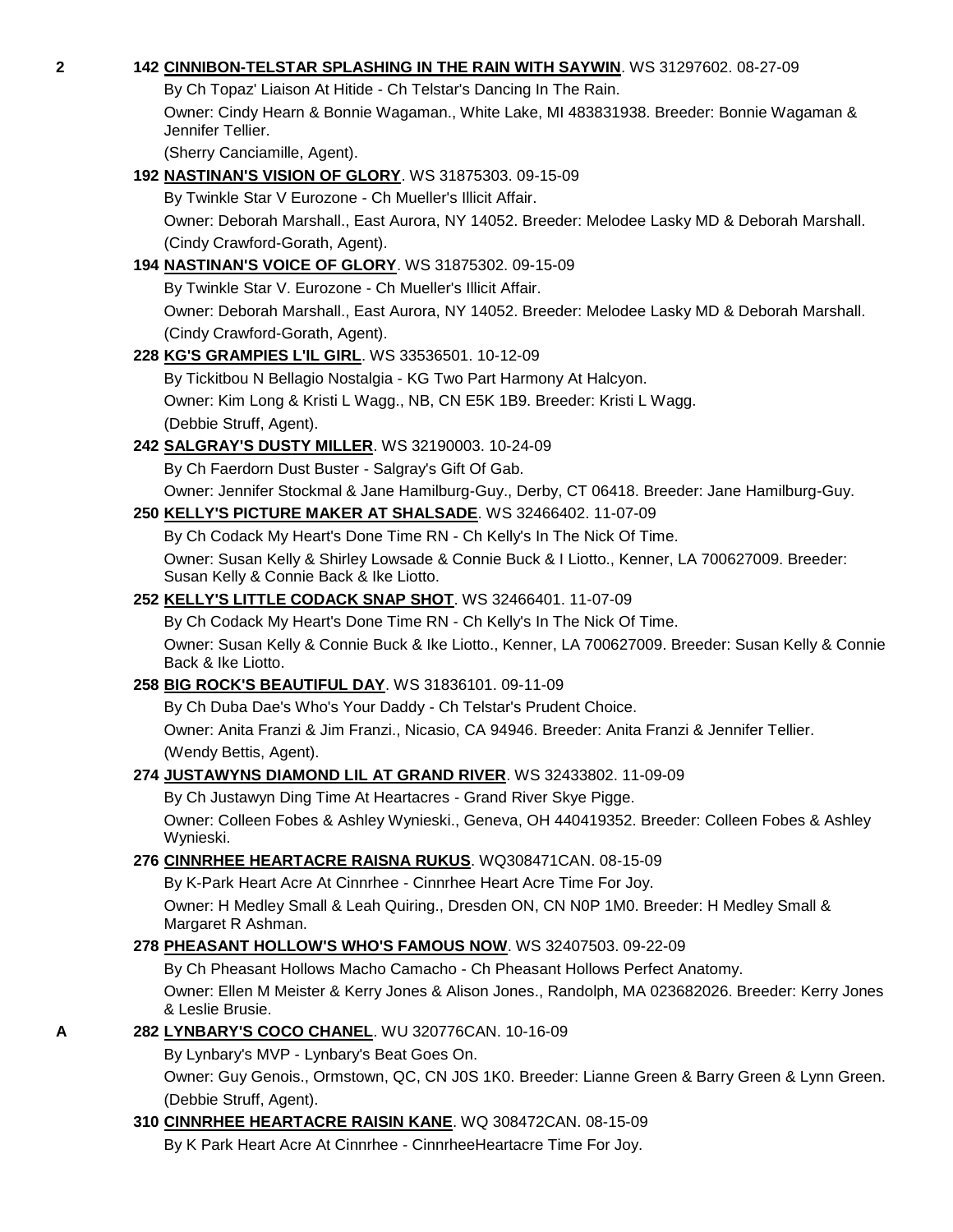**2** 142 **CINNIBON-TELSTAR SPLASHING IN THE RAIN WITH SAYWIN**. WS 31297602. 08-27-09

By Ch Topaz' Liaison At Hitide - Ch Telstar's Dancing In The Rain.

Owner: Cindy Hearn & Bonnie Wagaman., White Lake, MI 483831938. Breeder: Bonnie Wagaman & Jennifer Tellier.

(Sherry Canciamille, Agent).

192 **NASTINAN'S VISION OF GLORY**. WS 31875303. 09-15-09

By Twinkle Star V Eurozone - Ch Mueller's Illicit Affair.

Owner: Deborah Marshall., East Aurora, NY 14052. Breeder: Melodee Lasky MD & Deborah Marshall.

(Cindy Crawford-Gorath, Agent).

194 **NASTINAN'S VOICE OF GLORY**. WS 31875302. 09-15-09

By Twinkle Star V. Eurozone - Ch Mueller's Illicit Affair.

Owner: Deborah Marshall., East Aurora, NY 14052. Breeder: Melodee Lasky MD & Deborah Marshall.

(Cindy Crawford-Gorath, Agent).

228 **KG'S GRAMPIES L'IL GIRL**. WS 33536501. 10-12-09

By Tickitbou N Bellagio Nostalgia - KG Two Part Harmony At Halcyon.

Owner: Kim Long & Kristi L Wagg., NB, CN E5K 1B9. Breeder: Kristi L Wagg.

(Debbie Struff, Agent).

242 **SALGRAY'S DUSTY MILLER**. WS 32190003. 10-24-09

By Ch Faerdorn Dust Buster - Salgray's Gift Of Gab.

Owner: Jennifer Stockmal & Jane Hamilburg-Guy., Derby, CT 06418. Breeder: Jane Hamilburg-Guy.

250 **KELLY'S PICTURE MAKER AT SHALSADE**. WS 32466402. 11-07-09

By Ch Codack My Heart's Done Time RN - Ch Kelly's In The Nick Of Time.

Owner: Susan Kelly & Shirley Lowsade & Connie Buck & I Liotto., Kenner, LA 700627009. Breeder: Susan Kelly & Connie Back & Ike Liotto.

252 **KELLY'S LITTLE CODACK SNAP SHOT**. WS 32466401. 11-07-09

By Ch Codack My Heart's Done Time RN - Ch Kelly's In The Nick Of Time.

Owner: Susan Kelly & Connie Buck & Ike Liotto., Kenner, LA 700627009. Breeder: Susan Kelly & Connie Back & Ike Liotto.

258 **BIG ROCK'S BEAUTIFUL DAY**. WS 31836101. 09-11-09

By Ch Duba Dae's Who's Your Daddy - Ch Telstar's Prudent Choice.

Owner: Anita Franzi & Jim Franzi., Nicasio, CA 94946. Breeder: Anita Franzi & Jennifer Tellier.

(Wendy Bettis, Agent).

274 **JUSTAWYNS DIAMOND LIL AT GRAND RIVER**. WS 32433802. 11-09-09

By Ch Justawyn Ding Time At Heartacres - Grand River Skye Pigge.

Owner: Colleen Fobes & Ashley Wynieski., Geneva, OH 440419352. Breeder: Colleen Fobes & Ashley Wynieski.

276 **CINNRHEE HEARTACRE RAISNA RUKUS**. WQ308471CAN. 08-15-09

By K-Park Heart Acre At Cinnrhee - Cinnrhee Heart Acre Time For Joy.

Owner: H Medley Small & Leah Quiring., Dresden ON, CN N0P 1M0. Breeder: H Medley Small & Margaret R Ashman.

278 **PHEASANT HOLLOW'S WHO'S FAMOUS NOW**. WS 32407503. 09-22-09

By Ch Pheasant Hollows Macho Camacho - Ch Pheasant Hollows Perfect Anatomy.

Owner: Ellen M Meister & Kerry Jones & Alison Jones., Randolph, MA 023682026. Breeder: Kerry Jones & Leslie Brusie.

**A** 282 **LYNBARY'S COCO CHANEL**. WU 320776CAN. 10-16-09

By Lynbary's MVP - Lynbary's Beat Goes On.

Owner: Guy Genois., Ormstown, QC, CN J0S 1K0. Breeder: Lianne Green & Barry Green & Lynn Green.

(Debbie Struff, Agent).

310 **CINNRHEE HEARTACRE RAISIN KANE**. WQ 308472CAN. 08-15-09

By K Park Heart Acre At Cinnrhee - CinnrheeHeartacre Time For Joy.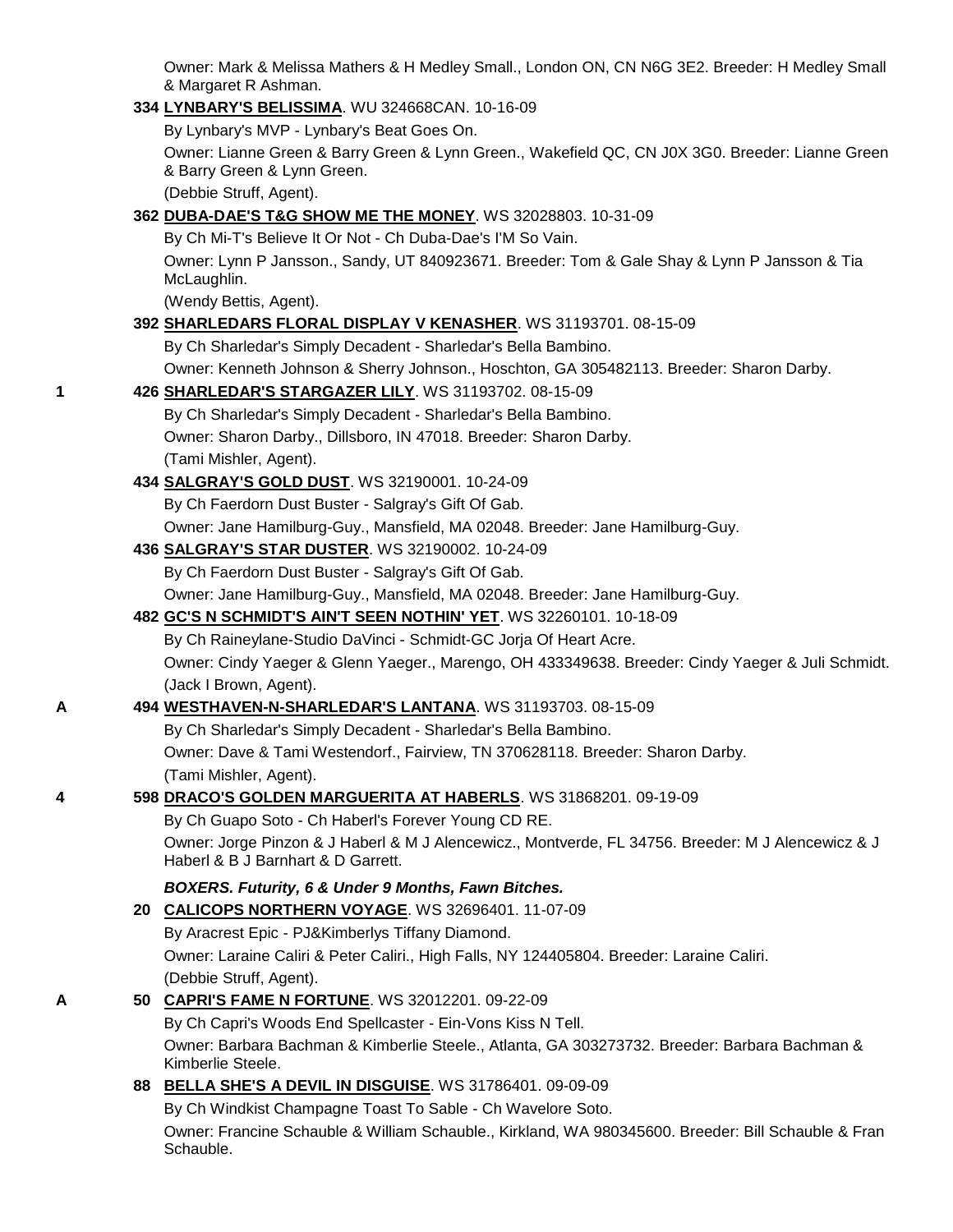Owner: Mark & Melissa Mathers & H Medley Small., London ON, CN N6G 3E2. Breeder: H Medley Small & Margaret R Ashman.

334 **LYNBARY'S BELISSIMA**. WU 324668CAN. 10-16-09

By Lynbary's MVP - Lynbary's Beat Goes On.

Owner: Lianne Green & Barry Green & Lynn Green., Wakefield QC, CN J0X 3G0. Breeder: Lianne Green & Barry Green & Lynn Green.

(Debbie Struff, Agent).

362 **DUBA-DAE'S T&G SHOW ME THE MONEY**. WS 32028803. 10-31-09

By Ch Mi-T's Believe It Or Not - Ch Duba-Dae's I'M So Vain.

Owner: Lynn P Jansson., Sandy, UT 840923671. Breeder: Tom & Gale Shay & Lynn P Jansson & Tia McLaughlin.

(Wendy Bettis, Agent).

392 **SHARLEDARS FLORAL DISPLAY V KENASHER**. WS 31193701. 08-15-09

By Ch Sharledar's Simply Decadent - Sharledar's Bella Bambino.

Owner: Kenneth Johnson & Sherry Johnson., Hoschton, GA 305482113. Breeder: Sharon Darby.

1 426 **SHARLEDAR'S STARGAZER LILY**. WS 31193702. 08-15-09

By Ch Sharledar's Simply Decadent - Sharledar's Bella Bambino.

Owner: Sharon Darby., Dillsboro, IN 47018. Breeder: Sharon Darby.

(Tami Mishler, Agent).

434 **SALGRAY'S GOLD DUST**. WS 32190001. 10-24-09

By Ch Faerdorn Dust Buster - Salgray's Gift Of Gab.

Owner: Jane Hamilburg-Guy., Mansfield, MA 02048. Breeder: Jane Hamilburg-Guy.

436 **SALGRAY'S STAR DUSTER**. WS 32190002. 10-24-09

By Ch Faerdorn Dust Buster - Salgray's Gift Of Gab.

Owner: Jane Hamilburg-Guy., Mansfield, MA 02048. Breeder: Jane Hamilburg-Guy.

482 **GC'S N SCHMIDT'S AIN'T SEEN NOTHIN' YET**. WS 32260101. 10-18-09

By Ch Raineylane-Studio DaVinci - Schmidt-GC Jorja Of Heart Acre.

Owner: Cindy Yaeger & Glenn Yaeger., Marengo, OH 433349638. Breeder: Cindy Yaeger & Juli Schmidt.

(Jack I Brown, Agent).

A 494 **WESTHAVEN-N-SHARLEDAR'S LANTANA**. WS 31193703. 08-15-09

By Ch Sharledar's Simply Decadent - Sharledar's Bella Bambino.

Owner: Dave & Tami Westendorf., Fairview, TN 370628118. Breeder: Sharon Darby.

(Tami Mishler, Agent).

4 598 **DRACO'S GOLDEN MARGUERITA AT HABERLS**. WS 31868201. 09-19-09

By Ch Guapo Soto - Ch Haberl's Forever Young CD RE.

Owner: Jorge Pinzon & J Haberl & M J Alencewicz., Montverde, FL 34756. Breeder: M J Alencewicz & J Haberl & B J Barnhart & D Garrett.

***BOXERS. Futurity, 6 & Under 9 Months, Fawn Bitches.***

20 **CALICOPS NORTHERN VOYAGE**. WS 32696401. 11-07-09

By Aracrest Epic - PJ&Kimberlys Tiffany Diamond.

Owner: Laraine Caliri & Peter Caliri., High Falls, NY 124405804. Breeder: Laraine Caliri.

(Debbie Struff, Agent).

A 50 **CAPRI'S FAME N FORTUNE**. WS 32012201. 09-22-09

By Ch Capri's Woods End Spellcaster - Ein-Vons Kiss N Tell.

Owner: Barbara Bachman & Kimberlie Steele., Atlanta, GA 303273732. Breeder: Barbara Bachman & Kimberlie Steele.

88 **BELLA SHE'S A DEVIL IN DISGUISE**. WS 31786401. 09-09-09

By Ch Windkist Champagne Toast To Sable - Ch Wavelore Soto.

Owner: Francine Schauble & William Schauble., Kirkland, WA 980345600. Breeder: Bill Schauble & Fran Schauble.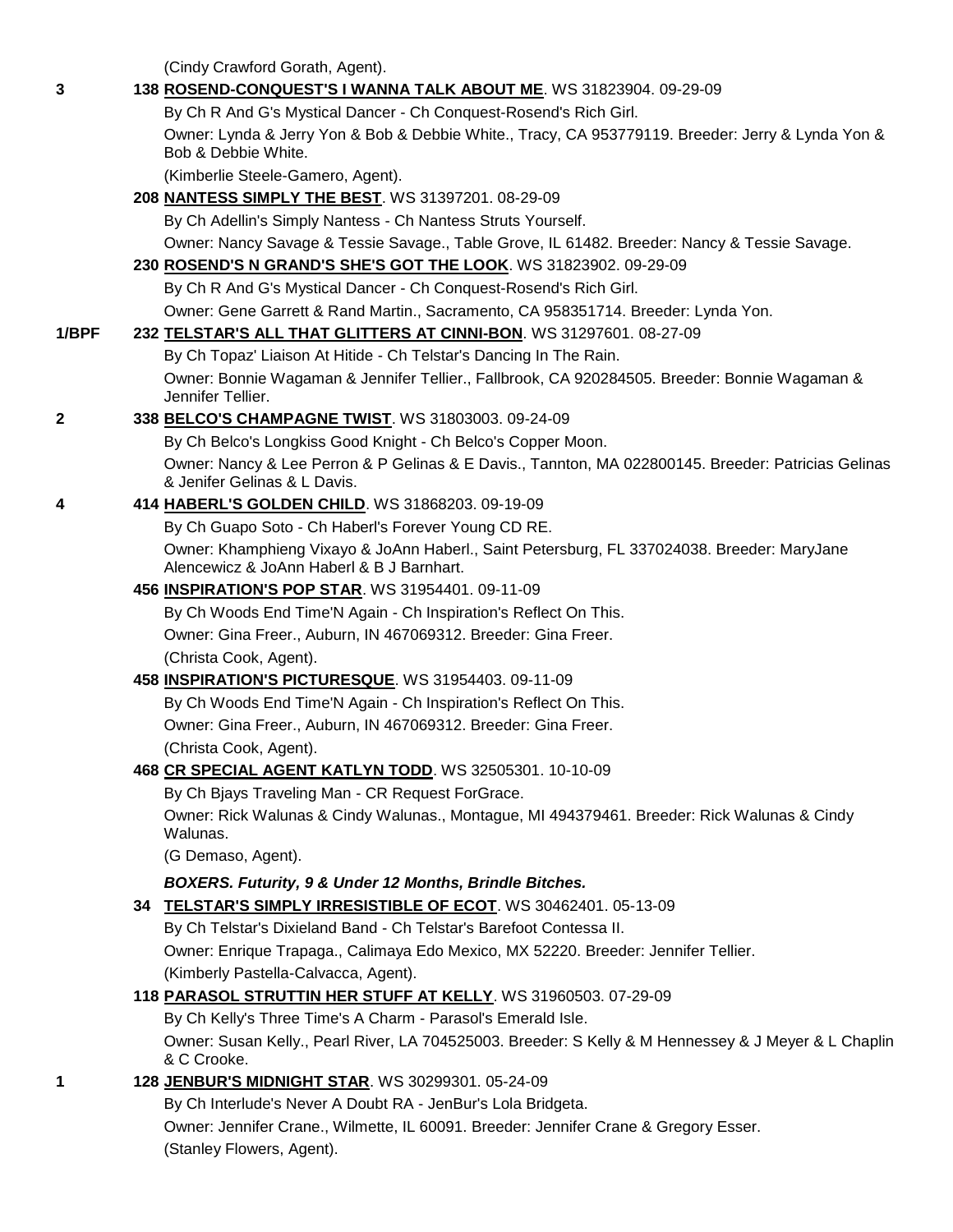(Cindy Crawford Gorath, Agent).

**3** 138 **ROSEND-CONQUEST'S I WANNA TALK ABOUT ME**. WS 31823904. 09-29-09
By Ch R And G's Mystical Dancer - Ch Conquest-Rosend's Rich Girl.
Owner: Lynda & Jerry Yon & Bob & Debbie White., Tracy, CA 953779119. Breeder: Jerry & Lynda Yon & Bob & Debbie White.
(Kimberlie Steele-Gamero, Agent).

208 **NANTESS SIMPLY THE BEST**. WS 31397201. 08-29-09
By Ch Adellin's Simply Nantess - Ch Nantess Struts Yourself.
Owner: Nancy Savage & Tessie Savage., Table Grove, IL 61482. Breeder: Nancy & Tessie Savage.

230 **ROSEND'S N GRAND'S SHE'S GOT THE LOOK**. WS 31823902. 09-29-09
By Ch R And G's Mystical Dancer - Ch Conquest-Rosend's Rich Girl.
Owner: Gene Garrett & Rand Martin., Sacramento, CA 958351714. Breeder: Lynda Yon.

**1/BPF** 232 **TELSTAR'S ALL THAT GLITTERS AT CINNI-BON**. WS 31297601. 08-27-09
By Ch Topaz' Liaison At Hitide - Ch Telstar's Dancing In The Rain.
Owner: Bonnie Wagaman & Jennifer Tellier., Fallbrook, CA 920284505. Breeder: Bonnie Wagaman & Jennifer Tellier.

**2** 338 **BELCO'S CHAMPAGNE TWIST**. WS 31803003. 09-24-09
By Ch Belco's Longkiss Good Knight - Ch Belco's Copper Moon.
Owner: Nancy & Lee Perron & P Gelinas & E Davis., Tannton, MA 022800145. Breeder: Patricias Gelinas & Jenifer Gelinas & L Davis.

**4** 414 **HABERL'S GOLDEN CHILD**. WS 31868203. 09-19-09
By Ch Guapo Soto - Ch Haberl's Forever Young CD RE.
Owner: Khamphieng Vixayo & JoAnn Haberl., Saint Petersburg, FL 337024038. Breeder: MaryJane Alencewicz & JoAnn Haberl & B J Barnhart.

456 **INSPIRATION'S POP STAR**. WS 31954401. 09-11-09
By Ch Woods End Time'N Again - Ch Inspiration's Reflect On This.
Owner: Gina Freer., Auburn, IN 467069312. Breeder: Gina Freer.
(Christa Cook, Agent).

458 **INSPIRATION'S PICTURESQUE**. WS 31954403. 09-11-09
By Ch Woods End Time'N Again - Ch Inspiration's Reflect On This.
Owner: Gina Freer., Auburn, IN 467069312. Breeder: Gina Freer.
(Christa Cook, Agent).

468 **CR SPECIAL AGENT KATLYN TODD**. WS 32505301. 10-10-09
By Ch Bjays Traveling Man - CR Request ForGrace.
Owner: Rick Walunas & Cindy Walunas., Montague, MI 494379461. Breeder: Rick Walunas & Cindy Walunas.
(G Demaso, Agent).

***BOXERS. Futurity, 9 & Under 12 Months, Brindle Bitches.***

34 **TELSTAR'S SIMPLY IRRESISTIBLE OF ECOT**. WS 30462401. 05-13-09
By Ch Telstar's Dixieland Band - Ch Telstar's Barefoot Contessa II.
Owner: Enrique Trapaga., Calimaya Edo Mexico, MX 52220. Breeder: Jennifer Tellier.
(Kimberly Pastella-Calvacca, Agent).

118 **PARASOL STRUTTIN HER STUFF AT KELLY**. WS 31960503. 07-29-09
By Ch Kelly's Three Time's A Charm - Parasol's Emerald Isle.
Owner: Susan Kelly., Pearl River, LA 704525003. Breeder: S Kelly & M Hennessey & J Meyer & L Chaplin & C Crooke.

**1** 128 **JENBUR'S MIDNIGHT STAR**. WS 30299301. 05-24-09
By Ch Interlude's Never A Doubt RA - JenBur's Lola Bridgeta.
Owner: Jennifer Crane., Wilmette, IL 60091. Breeder: Jennifer Crane & Gregory Esser.
(Stanley Flowers, Agent).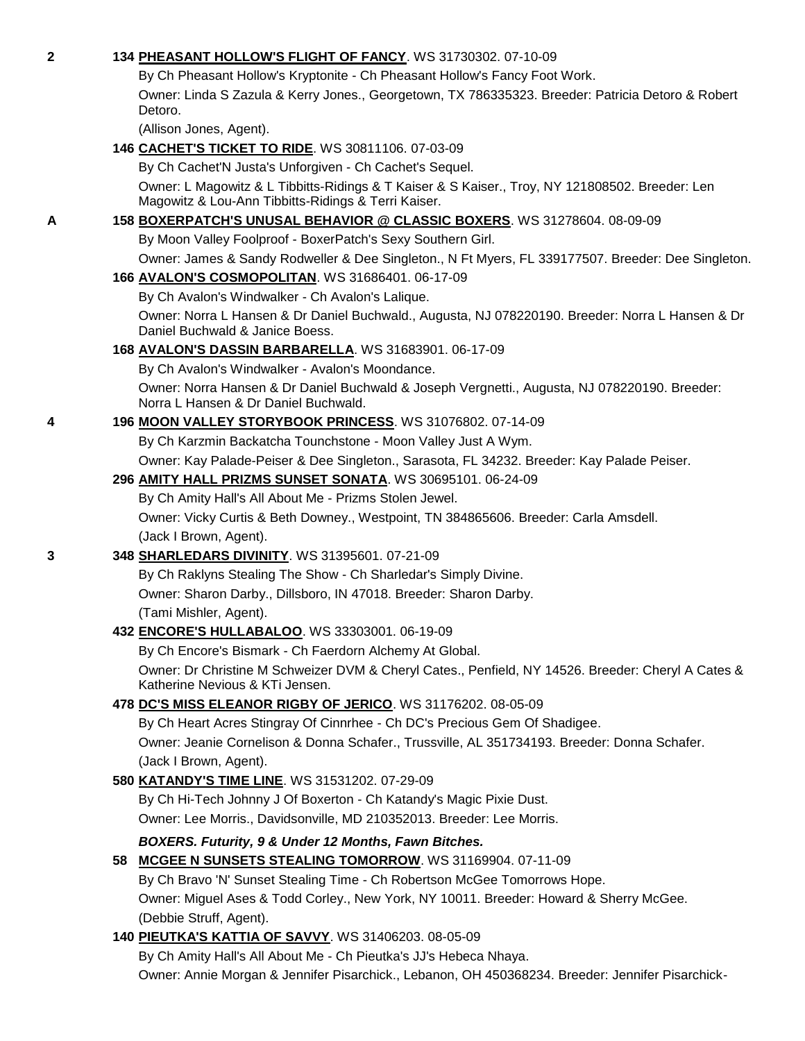**2** **134 PHEASANT HOLLOW'S FLIGHT OF FANCY**. WS 31730302. 07-10-09

By Ch Pheasant Hollow's Kryptonite - Ch Pheasant Hollow's Fancy Foot Work.

Owner: Linda S Zazula & Kerry Jones., Georgetown, TX 786335323. Breeder: Patricia Detoro & Robert Detoro.

(Allison Jones, Agent).

**146 CACHET'S TICKET TO RIDE**. WS 30811106. 07-03-09

By Ch Cachet'N Justa's Unforgiven - Ch Cachet's Sequel.

Owner: L Magowitz & L Tibbitts-Ridings & T Kaiser & S Kaiser., Troy, NY 121808502. Breeder: Len Magowitz & Lou-Ann Tibbitts-Ridings & Terri Kaiser.

**A** **158 BOXERPATCH'S UNUSAL BEHAVIOR @ CLASSIC BOXERS**. WS 31278604. 08-09-09

By Moon Valley Foolproof - BoxerPatch's Sexy Southern Girl.

Owner: James & Sandy Rodweller & Dee Singleton., N Ft Myers, FL 339177507. Breeder: Dee Singleton.

**166 AVALON'S COSMOPOLITAN**. WS 31686401. 06-17-09

By Ch Avalon's Windwalker - Ch Avalon's Lalique.

Owner: Norra L Hansen & Dr Daniel Buchwald., Augusta, NJ 078220190. Breeder: Norra L Hansen & Dr Daniel Buchwald & Janice Boess.

**168 AVALON'S DASSIN BARBARELLA**. WS 31683901. 06-17-09

By Ch Avalon's Windwalker - Avalon's Moondance.

Owner: Norra Hansen & Dr Daniel Buchwald & Joseph Vergnetti., Augusta, NJ 078220190. Breeder: Norra L Hansen & Dr Daniel Buchwald.

**4** **196 MOON VALLEY STORYBOOK PRINCESS**. WS 31076802. 07-14-09

By Ch Karzmin Backatcha Tounchstone - Moon Valley Just A Wym.

Owner: Kay Palade-Peiser & Dee Singleton., Sarasota, FL 34232. Breeder: Kay Palade Peiser.

**296 AMITY HALL PRIZMS SUNSET SONATA**. WS 30695101. 06-24-09

By Ch Amity Hall's All About Me - Prizms Stolen Jewel.

Owner: Vicky Curtis & Beth Downey., Westpoint, TN 384865606. Breeder: Carla Amsdell.

(Jack I Brown, Agent).

**3** **348 SHARLEDARS DIVINITY**. WS 31395601. 07-21-09

By Ch Raklyns Stealing The Show - Ch Sharledar's Simply Divine.

Owner: Sharon Darby., Dillsboro, IN 47018. Breeder: Sharon Darby.

(Tami Mishler, Agent).

**432 ENCORE'S HULLABALOO**. WS 33303001. 06-19-09

By Ch Encore's Bismark - Ch Faerdorn Alchemy At Global.

Owner: Dr Christine M Schweizer DVM & Cheryl Cates., Penfield, NY 14526. Breeder: Cheryl A Cates & Katherine Nevious & KTi Jensen.

**478 DC'S MISS ELEANOR RIGBY OF JERICO**. WS 31176202. 08-05-09

By Ch Heart Acres Stingray Of Cinnrhee - Ch DC's Precious Gem Of Shadigee.

Owner: Jeanie Cornelison & Donna Schafer., Trussville, AL 351734193. Breeder: Donna Schafer.

(Jack I Brown, Agent).

**580 KATANDY'S TIME LINE**. WS 31531202. 07-29-09

By Ch Hi-Tech Johnny J Of Boxerton - Ch Katandy's Magic Pixie Dust.

Owner: Lee Morris., Davidsonville, MD 210352013. Breeder: Lee Morris.

***BOXERS. Futurity, 9 & Under 12 Months, Fawn Bitches.***

**58 MCGEE N SUNSETS STEALING TOMORROW**. WS 31169904. 07-11-09

By Ch Bravo 'N' Sunset Stealing Time - Ch Robertson McGee Tomorrows Hope.

Owner: Miguel Ases & Todd Corley., New York, NY 10011. Breeder: Howard & Sherry McGee.

(Debbie Struff, Agent).

**140 PIEUTKA'S KATTIA OF SAVVY**. WS 31406203. 08-05-09

By Ch Amity Hall's All About Me - Ch Pieutka's JJ's Hebeca Nhaya.

Owner: Annie Morgan & Jennifer Pisarchick., Lebanon, OH 450368234. Breeder: Jennifer Pisarchick-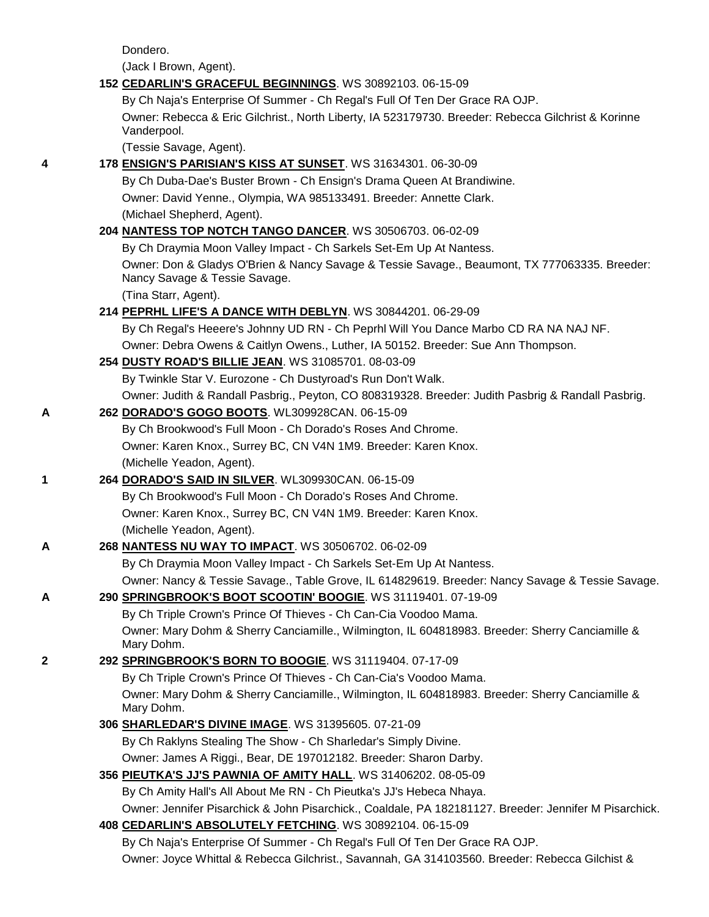Dondero.

(Jack I Brown, Agent).

**152 CEDARLIN'S GRACEFUL BEGINNINGS**. WS 30892103. 06-15-09

By Ch Naja's Enterprise Of Summer - Ch Regal's Full Of Ten Der Grace RA OJP.

Owner: Rebecca & Eric Gilchrist., North Liberty, IA 523179730. Breeder: Rebecca Gilchrist & Korinne Vanderpool.

(Tessie Savage, Agent).

4 **178 ENSIGN'S PARISIAN'S KISS AT SUNSET**. WS 31634301. 06-30-09

By Ch Duba-Dae's Buster Brown - Ch Ensign's Drama Queen At Brandiwine.

Owner: David Yenne., Olympia, WA 985133491. Breeder: Annette Clark.

(Michael Shepherd, Agent).

**204 NANTESS TOP NOTCH TANGO DANCER**. WS 30506703. 06-02-09

By Ch Draymia Moon Valley Impact - Ch Sarkels Set-Em Up At Nantess.

Owner: Don & Gladys O'Brien & Nancy Savage & Tessie Savage., Beaumont, TX 777063335. Breeder: Nancy Savage & Tessie Savage.

(Tina Starr, Agent).

**214 PEPRHL LIFE'S A DANCE WITH DEBLYN**. WS 30844201. 06-29-09

By Ch Regal's Heeere's Johnny UD RN - Ch Peprhl Will You Dance Marbo CD RA NA NAJ NF.

Owner: Debra Owens & Caitlyn Owens., Luther, IA 50152. Breeder: Sue Ann Thompson.

**254 DUSTY ROAD'S BILLIE JEAN**. WS 31085701. 08-03-09

By Twinkle Star V. Eurozone - Ch Dustyroad's Run Don't Walk.

Owner: Judith & Randall Pasbrig., Peyton, CO 808319328. Breeder: Judith Pasbrig & Randall Pasbrig.

A **262 DORADO'S GOGO BOOTS**. WL309928CAN. 06-15-09

By Ch Brookwood's Full Moon - Ch Dorado's Roses And Chrome.

Owner: Karen Knox., Surrey BC, CN V4N 1M9. Breeder: Karen Knox.

(Michelle Yeadon, Agent).

1 **264 DORADO'S SAID IN SILVER**. WL309930CAN. 06-15-09

By Ch Brookwood's Full Moon - Ch Dorado's Roses And Chrome.

Owner: Karen Knox., Surrey BC, CN V4N 1M9. Breeder: Karen Knox.

(Michelle Yeadon, Agent).

A **268 NANTESS NU WAY TO IMPACT**. WS 30506702. 06-02-09

By Ch Draymia Moon Valley Impact - Ch Sarkels Set-Em Up At Nantess.

Owner: Nancy & Tessie Savage., Table Grove, IL 614829619. Breeder: Nancy Savage & Tessie Savage.

A **290 SPRINGBROOK'S BOOT SCOOTIN' BOOGIE**. WS 31119401. 07-19-09

By Ch Triple Crown's Prince Of Thieves - Ch Can-Cia Voodoo Mama.

Owner: Mary Dohm & Sherry Canciamille., Wilmington, IL 604818983. Breeder: Sherry Canciamille & Mary Dohm.

2 **292 SPRINGBROOK'S BORN TO BOOGIE**. WS 31119404. 07-17-09

By Ch Triple Crown's Prince Of Thieves - Ch Can-Cia's Voodoo Mama.

Owner: Mary Dohm & Sherry Canciamille., Wilmington, IL 604818983. Breeder: Sherry Canciamille & Mary Dohm.

**306 SHARLEDAR'S DIVINE IMAGE**. WS 31395605. 07-21-09

By Ch Raklyns Stealing The Show - Ch Sharledar's Simply Divine.

Owner: James A Riggi., Bear, DE 197012182. Breeder: Sharon Darby.

**356 PIEUTKA'S JJ'S PAWNIA OF AMITY HALL**. WS 31406202. 08-05-09

By Ch Amity Hall's All About Me RN - Ch Pieutka's JJ's Hebeca Nhaya.

Owner: Jennifer Pisarchick & John Pisarchick., Coaldale, PA 182181127. Breeder: Jennifer M Pisarchick.

**408 CEDARLIN'S ABSOLUTELY FETCHING**. WS 30892104. 06-15-09

By Ch Naja's Enterprise Of Summer - Ch Regal's Full Of Ten Der Grace RA OJP.

Owner: Joyce Whittal & Rebecca Gilchrist., Savannah, GA 314103560. Breeder: Rebecca Gilchist &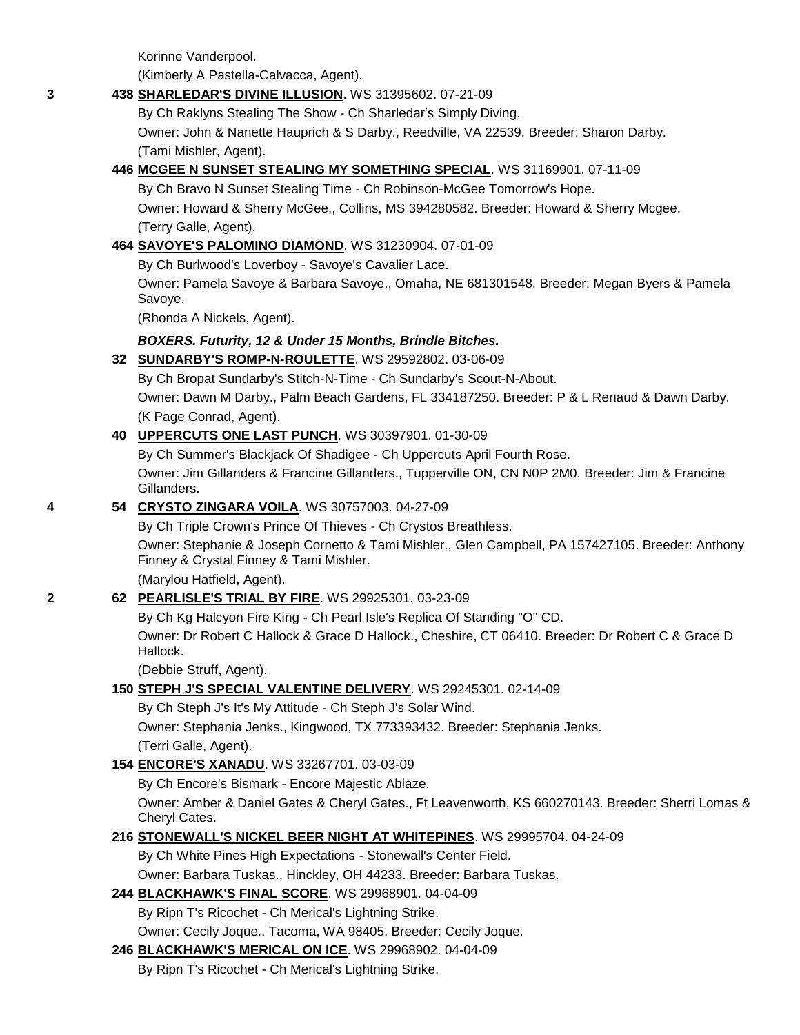Korinne Vanderpool.

(Kimberly A Pastella-Calvacca, Agent).

3 **438 SHARLEDAR'S DIVINE ILLUSION**. WS 31395602. 07-21-09

By Ch Raklyns Stealing The Show - Ch Sharledar's Simply Diving.

Owner: John & Nanette Hauprich & S Darby., Reedville, VA 22539. Breeder: Sharon Darby.

(Tami Mishler, Agent).

**446 MCGEE N SUNSET STEALING MY SOMETHING SPECIAL**. WS 31169901. 07-11-09

By Ch Bravo N Sunset Stealing Time - Ch Robinson-McGee Tomorrow's Hope.

Owner: Howard & Sherry McGee., Collins, MS 394280582. Breeder: Howard & Sherry Mcgee.

(Terry Galle, Agent).

**464 SAVOYE'S PALOMINO DIAMOND**. WS 31230904. 07-01-09

By Ch Burlwood's Loverboy - Savoye's Cavalier Lace.

Owner: Pamela Savoye & Barbara Savoye., Omaha, NE 681301548. Breeder: Megan Byers & Pamela Savoye.

(Rhonda A Nickels, Agent).

***BOXERS. Futurity, 12 & Under 15 Months, Brindle Bitches.***

**32 SUNDARBY'S ROMP-N-ROULETTE**. WS 29592802. 03-06-09

By Ch Bropat Sundarby's Stitch-N-Time - Ch Sundarby's Scout-N-About.

Owner: Dawn M Darby., Palm Beach Gardens, FL 334187250. Breeder: P & L Renaud & Dawn Darby.

(K Page Conrad, Agent).

**40 UPPERCUTS ONE LAST PUNCH**. WS 30397901. 01-30-09

By Ch Summer's Blackjack Of Shadigee - Ch Uppercuts April Fourth Rose.

Owner: Jim Gillanders & Francine Gillanders., Tupperville ON, CN N0P 2M0. Breeder: Jim & Francine Gillanders.

4 **54 CRYSTO ZINGARA VOILA**. WS 30757003. 04-27-09

By Ch Triple Crown's Prince Of Thieves - Ch Crystos Breathless.

Owner: Stephanie & Joseph Cornetto & Tami Mishler., Glen Campbell, PA 157427105. Breeder: Anthony Finney & Crystal Finney & Tami Mishler.

(Marylou Hatfield, Agent).

2 **62 PEARLISLE'S TRIAL BY FIRE**. WS 29925301. 03-23-09

By Ch Kg Halcyon Fire King - Ch Pearl Isle's Replica Of Standing "O" CD.

Owner: Dr Robert C Hallock & Grace D Hallock., Cheshire, CT 06410. Breeder: Dr Robert C & Grace D Hallock.

(Debbie Struff, Agent).

**150 STEPH J'S SPECIAL VALENTINE DELIVERY**. WS 29245301. 02-14-09

By Ch Steph J's It's My Attitude - Ch Steph J's Solar Wind.

Owner: Stephania Jenks., Kingwood, TX 773393432. Breeder: Stephania Jenks.

(Terri Galle, Agent).

**154 ENCORE'S XANADU**. WS 33267701. 03-03-09

By Ch Encore's Bismark - Encore Majestic Ablaze.

Owner: Amber & Daniel Gates & Cheryl Gates., Ft Leavenworth, KS 660270143. Breeder: Sherri Lomas & Cheryl Cates.

**216 STONEWALL'S NICKEL BEER NIGHT AT WHITEPINES**. WS 29995704. 04-24-09

By Ch White Pines High Expectations - Stonewall's Center Field.

Owner: Barbara Tuskas., Hinckley, OH 44233. Breeder: Barbara Tuskas.

**244 BLACKHAWK'S FINAL SCORE**. WS 29968901. 04-04-09

By Ripn T's Ricochet - Ch Merical's Lightning Strike.

Owner: Cecily Joque., Tacoma, WA 98405. Breeder: Cecily Joque.

**246 BLACKHAWK'S MERICAL ON ICE**. WS 29968902. 04-04-09

By Ripn T's Ricochet - Ch Merical's Lightning Strike.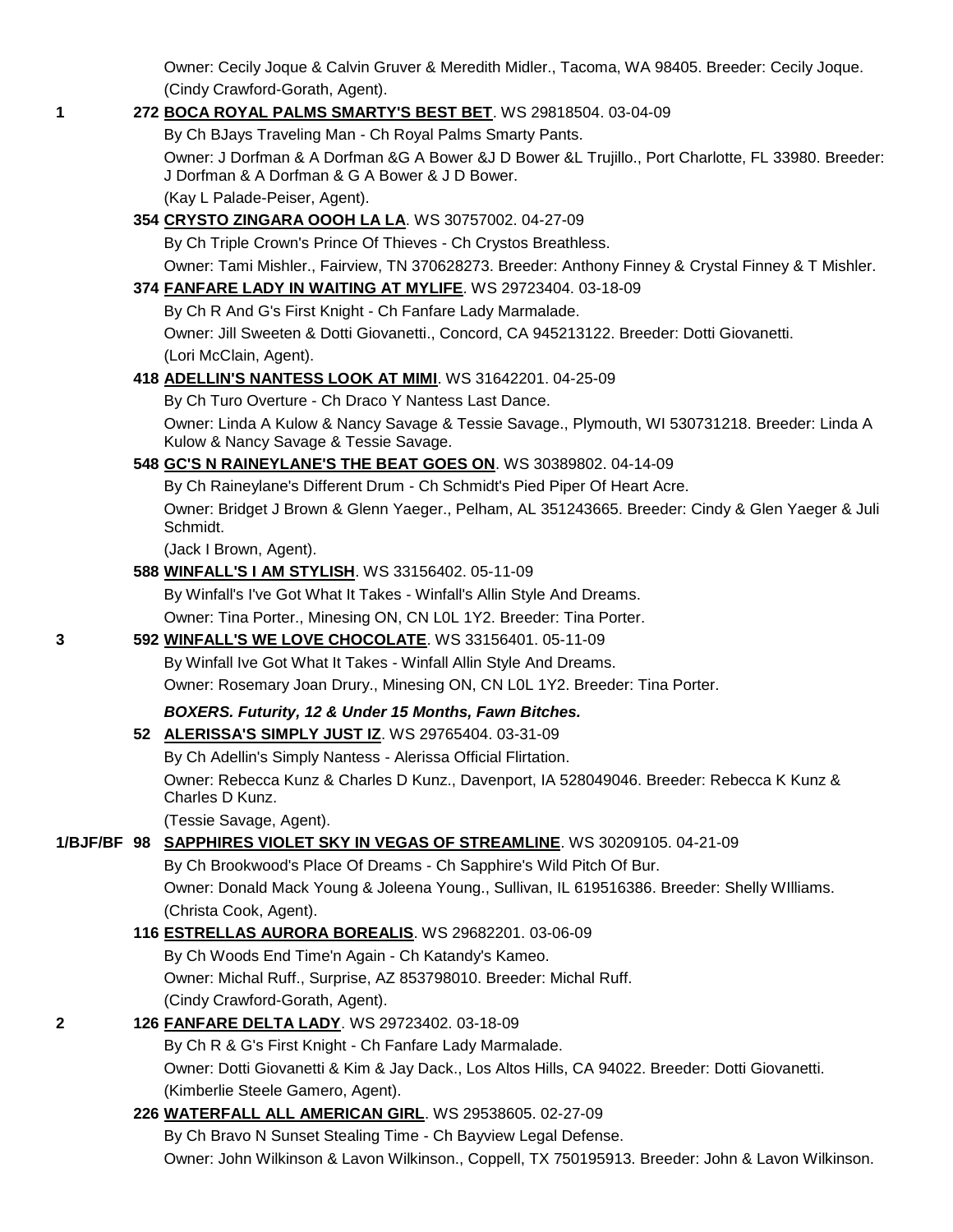Owner: Cecily Joque & Calvin Gruver & Meredith Midler., Tacoma, WA 98405. Breeder: Cecily Joque.
(Cindy Crawford-Gorath, Agent).

1 272 **BOCA ROYAL PALMS SMARTY'S BEST BET**. WS 29818504. 03-04-09
By Ch BJays Traveling Man - Ch Royal Palms Smarty Pants.
Owner: J Dorfman & A Dorfman &G A Bower &J D Bower &L Trujillo., Port Charlotte, FL 33980. Breeder: J Dorfman & A Dorfman & G A Bower & J D Bower.
(Kay L Palade-Peiser, Agent).

354 **CRYSTO ZINGARA OOOH LA LA**. WS 30757002. 04-27-09
By Ch Triple Crown's Prince Of Thieves - Ch Crystos Breathless.
Owner: Tami Mishler., Fairview, TN 370628273. Breeder: Anthony Finney & Crystal Finney & T Mishler.

374 **FANFARE LADY IN WAITING AT MYLIFE**. WS 29723404. 03-18-09
By Ch R And G's First Knight - Ch Fanfare Lady Marmalade.
Owner: Jill Sweeten & Dotti Giovanetti., Concord, CA 945213122. Breeder: Dotti Giovanetti.
(Lori McClain, Agent).

418 **ADELLIN'S NANTESS LOOK AT MIMI**. WS 31642201. 04-25-09
By Ch Turo Overture - Ch Draco Y Nantess Last Dance.
Owner: Linda A Kulow & Nancy Savage & Tessie Savage., Plymouth, WI 530731218. Breeder: Linda A Kulow & Nancy Savage & Tessie Savage.

548 **GC'S N RAINEYLANE'S THE BEAT GOES ON**. WS 30389802. 04-14-09
By Ch Raineylane's Different Drum - Ch Schmidt's Pied Piper Of Heart Acre.
Owner: Bridget J Brown & Glenn Yaeger., Pelham, AL 351243665. Breeder: Cindy & Glen Yaeger & Juli Schmidt.
(Jack I Brown, Agent).

588 **WINFALL'S I AM STYLISH**. WS 33156402. 05-11-09
By Winfall's I've Got What It Takes - Winfall's Allin Style And Dreams.
Owner: Tina Porter., Minesing ON, CN L0L 1Y2. Breeder: Tina Porter.

3 592 **WINFALL'S WE LOVE CHOCOLATE**. WS 33156401. 05-11-09
By Winfall Ive Got What It Takes - Winfall Allin Style And Dreams.
Owner: Rosemary Joan Drury., Minesing ON, CN L0L 1Y2. Breeder: Tina Porter.

***BOXERS. Futurity, 12 & Under 15 Months, Fawn Bitches.***

52 **ALERISSA'S SIMPLY JUST IZ**. WS 29765404. 03-31-09
By Ch Adellin's Simply Nantess - Alerissa Official Flirtation.
Owner: Rebecca Kunz & Charles D Kunz., Davenport, IA 528049046. Breeder: Rebecca K Kunz & Charles D Kunz.
(Tessie Savage, Agent).

1/BJF/BF 98 **SAPPHIRES VIOLET SKY IN VEGAS OF STREAMLINE**. WS 30209105. 04-21-09
By Ch Brookwood's Place Of Dreams - Ch Sapphire's Wild Pitch Of Bur.
Owner: Donald Mack Young & Joleena Young., Sullivan, IL 619516386. Breeder: Shelly WIlliams.
(Christa Cook, Agent).

116 **ESTRELLAS AURORA BOREALIS**. WS 29682201. 03-06-09
By Ch Woods End Time'n Again - Ch Katandy's Kameo.
Owner: Michal Ruff., Surprise, AZ 853798010. Breeder: Michal Ruff.
(Cindy Crawford-Gorath, Agent).

2 126 **FANFARE DELTA LADY**. WS 29723402. 03-18-09
By Ch R & G's First Knight - Ch Fanfare Lady Marmalade.
Owner: Dotti Giovanetti & Kim & Jay Dack., Los Altos Hills, CA 94022. Breeder: Dotti Giovanetti.
(Kimberlie Steele Gamero, Agent).

226 **WATERFALL ALL AMERICAN GIRL**. WS 29538605. 02-27-09
By Ch Bravo N Sunset Stealing Time - Ch Bayview Legal Defense.
Owner: John Wilkinson & Lavon Wilkinson., Coppell, TX 750195913. Breeder: John & Lavon Wilkinson.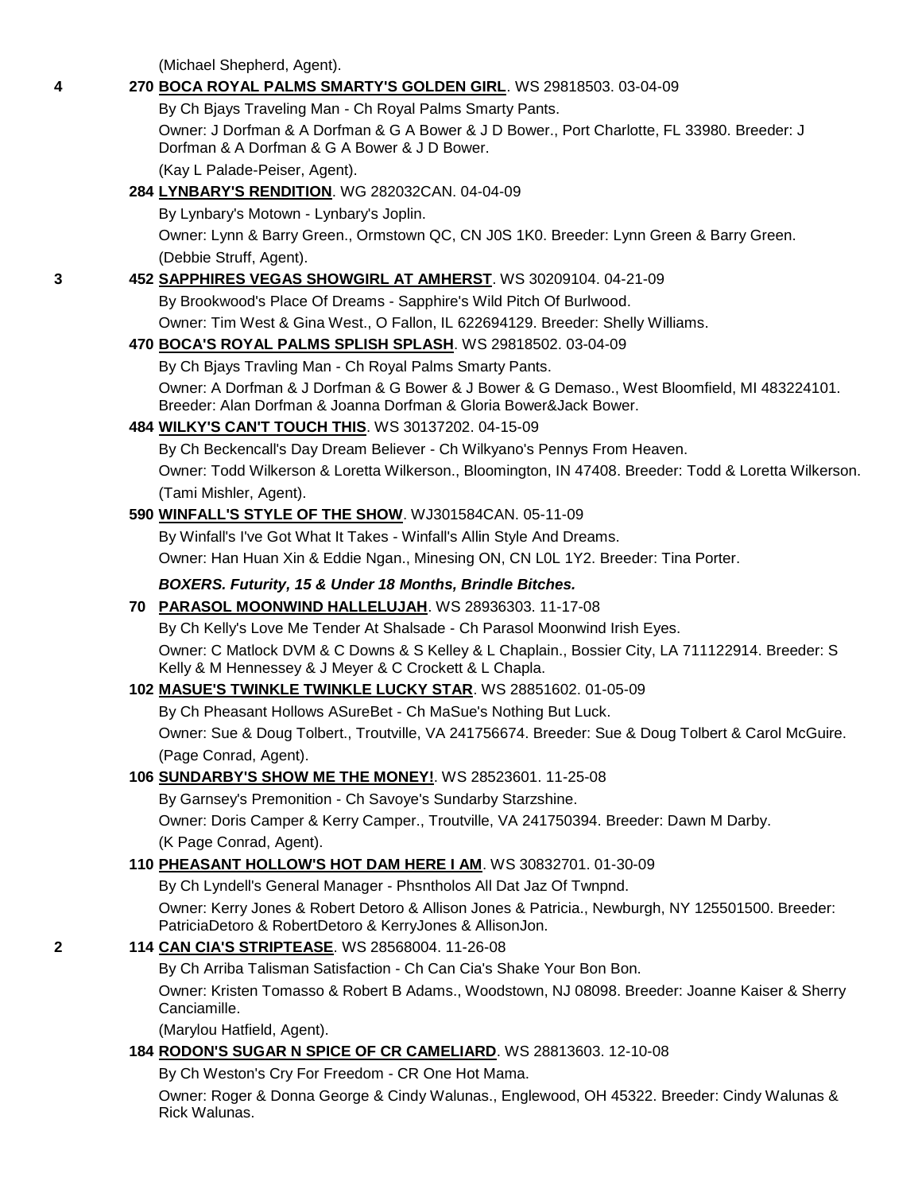(Michael Shepherd, Agent).

4 270 **BOCA ROYAL PALMS SMARTY'S GOLDEN GIRL**. WS 29818503. 03-04-09

By Ch Bjays Traveling Man - Ch Royal Palms Smarty Pants.

Owner: J Dorfman & A Dorfman & G A Bower & J D Bower., Port Charlotte, FL 33980. Breeder: J Dorfman & A Dorfman & G A Bower & J D Bower.

(Kay L Palade-Peiser, Agent).

284 **LYNBARY'S RENDITION**. WG 282032CAN. 04-04-09

By Lynbary's Motown - Lynbary's Joplin.

Owner: Lynn & Barry Green., Ormstown QC, CN J0S 1K0. Breeder: Lynn Green & Barry Green.

(Debbie Struff, Agent).

3 452 **SAPPHIRES VEGAS SHOWGIRL AT AMHERST**. WS 30209104. 04-21-09

By Brookwood's Place Of Dreams - Sapphire's Wild Pitch Of Burlwood.

Owner: Tim West & Gina West., O Fallon, IL 622694129. Breeder: Shelly Williams.

470 **BOCA'S ROYAL PALMS SPLISH SPLASH**. WS 29818502. 03-04-09

By Ch Bjays Travling Man - Ch Royal Palms Smarty Pants.

Owner: A Dorfman & J Dorfman & G Bower & J Bower & G Demaso., West Bloomfield, MI 483224101. Breeder: Alan Dorfman & Joanna Dorfman & Gloria Bower&Jack Bower.

484 **WILKY'S CAN'T TOUCH THIS**. WS 30137202. 04-15-09

By Ch Beckencall's Day Dream Believer - Ch Wilkyano's Pennys From Heaven.

Owner: Todd Wilkerson & Loretta Wilkerson., Bloomington, IN 47408. Breeder: Todd & Loretta Wilkerson.

(Tami Mishler, Agent).

590 **WINFALL'S STYLE OF THE SHOW**. WJ301584CAN. 05-11-09

By Winfall's I've Got What It Takes - Winfall's Allin Style And Dreams.

Owner: Han Huan Xin & Eddie Ngan., Minesing ON, CN L0L 1Y2. Breeder: Tina Porter.

***BOXERS. Futurity, 15 & Under 18 Months, Brindle Bitches.***

70 **PARASOL MOONWIND HALLELUJAH**. WS 28936303. 11-17-08

By Ch Kelly's Love Me Tender At Shalsade - Ch Parasol Moonwind Irish Eyes.

Owner: C Matlock DVM & C Downs & S Kelley & L Chaplain., Bossier City, LA 711122914. Breeder: S Kelly & M Hennessey & J Meyer & C Crockett & L Chapla.

102 **MASUE'S TWINKLE TWINKLE LUCKY STAR**. WS 28851602. 01-05-09

By Ch Pheasant Hollows ASureBet - Ch MaSue's Nothing But Luck.

Owner: Sue & Doug Tolbert., Troutville, VA 241756674. Breeder: Sue & Doug Tolbert & Carol McGuire.

(Page Conrad, Agent).

106 **SUNDARBY'S SHOW ME THE MONEY!**. WS 28523601. 11-25-08

By Garnsey's Premonition - Ch Savoye's Sundarby Starzshine.

Owner: Doris Camper & Kerry Camper., Troutville, VA 241750394. Breeder: Dawn M Darby.

(K Page Conrad, Agent).

110 **PHEASANT HOLLOW'S HOT DAM HERE I AM**. WS 30832701. 01-30-09

By Ch Lyndell's General Manager - Phsntholos All Dat Jaz Of Twnpnd.

Owner: Kerry Jones & Robert Detoro & Allison Jones & Patricia., Newburgh, NY 125501500. Breeder: PatriciaDetoro & RobertDetoro & KerryJones & AllisonJon.

2 114 **CAN CIA'S STRIPTEASE**. WS 28568004. 11-26-08

By Ch Arriba Talisman Satisfaction - Ch Can Cia's Shake Your Bon Bon.

Owner: Kristen Tomasso & Robert B Adams., Woodstown, NJ 08098. Breeder: Joanne Kaiser & Sherry Canciamille.

(Marylou Hatfield, Agent).

184 **RODON'S SUGAR N SPICE OF CR CAMELIARD**. WS 28813603. 12-10-08

By Ch Weston's Cry For Freedom - CR One Hot Mama.

Owner: Roger & Donna George & Cindy Walunas., Englewood, OH 45322. Breeder: Cindy Walunas & Rick Walunas.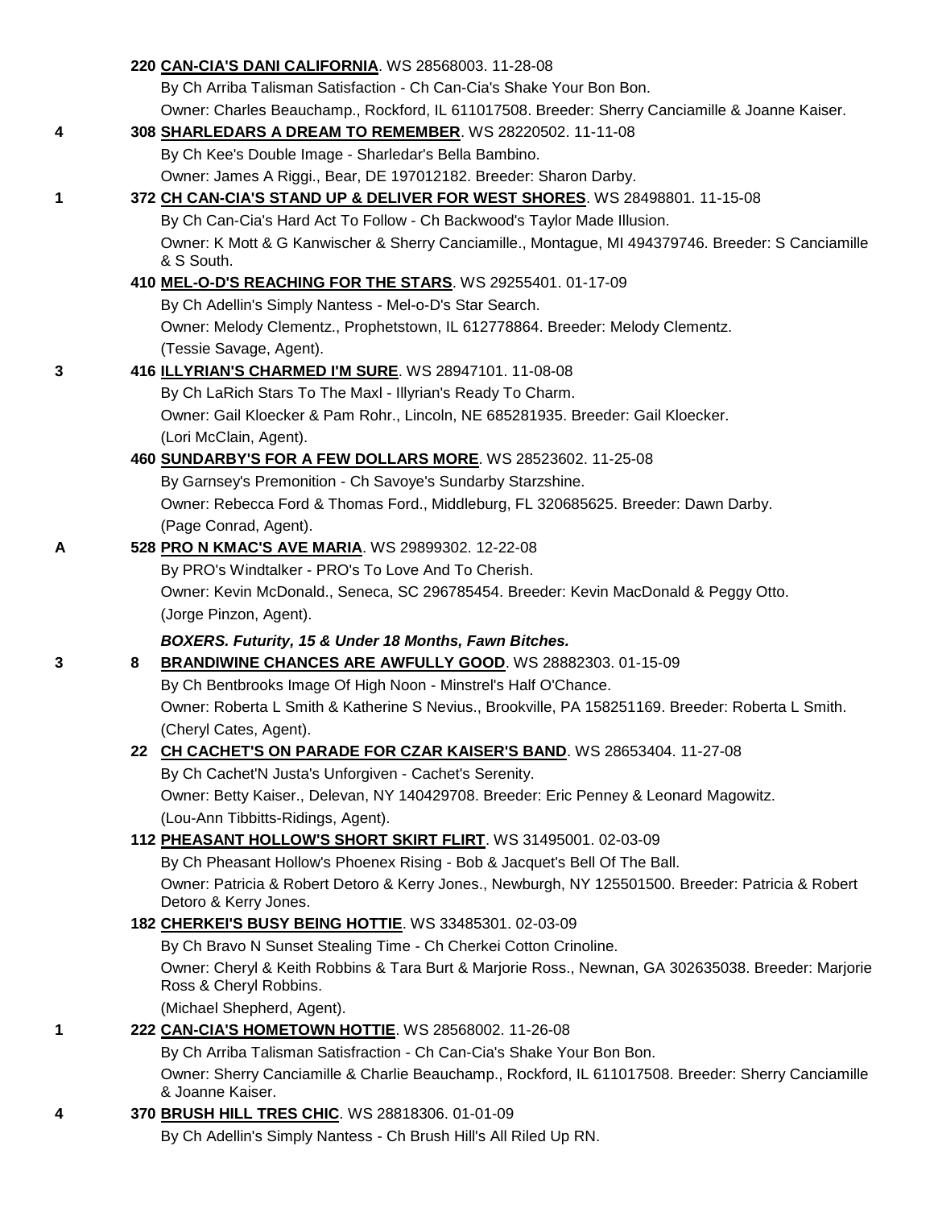220 **CAN-CIA'S DANI CALIFORNIA**. WS 28568003. 11-28-08
By Ch Arriba Talisman Satisfaction - Ch Can-Cia's Shake Your Bon Bon.
Owner: Charles Beauchamp., Rockford, IL 611017508. Breeder: Sherry Canciamille & Joanne Kaiser.

4 308 **SHARLEDARS A DREAM TO REMEMBER**. WS 28220502. 11-11-08
By Ch Kee's Double Image - Sharledar's Bella Bambino.
Owner: James A Riggi., Bear, DE 197012182. Breeder: Sharon Darby.

1 372 **CH CAN-CIA'S STAND UP & DELIVER FOR WEST SHORES**. WS 28498801. 11-15-08
By Ch Can-Cia's Hard Act To Follow - Ch Backwood's Taylor Made Illusion.
Owner: K Mott & G Kanwischer & Sherry Canciamille., Montague, MI 494379746. Breeder: S Canciamille & S South.

410 **MEL-O-D'S REACHING FOR THE STARS**. WS 29255401. 01-17-09
By Ch Adellin's Simply Nantess - Mel-o-D's Star Search.
Owner: Melody Clementz., Prophetstown, IL 612778864. Breeder: Melody Clementz.
(Tessie Savage, Agent).

3 416 **ILLYRIAN'S CHARMED I'M SURE**. WS 28947101. 11-08-08
By Ch LaRich Stars To The Maxl - Illyrian's Ready To Charm.
Owner: Gail Kloecker & Pam Rohr., Lincoln, NE 685281935. Breeder: Gail Kloecker.
(Lori McClain, Agent).

460 **SUNDARBY'S FOR A FEW DOLLARS MORE**. WS 28523602. 11-25-08
By Garnsey's Premonition - Ch Savoye's Sundarby Starzshine.
Owner: Rebecca Ford & Thomas Ford., Middleburg, FL 320685625. Breeder: Dawn Darby.
(Page Conrad, Agent).

A 528 **PRO N KMAC'S AVE MARIA**. WS 29899302. 12-22-08
By PRO's Windtalker - PRO's To Love And To Cherish.
Owner: Kevin McDonald., Seneca, SC 296785454. Breeder: Kevin MacDonald & Peggy Otto.
(Jorge Pinzon, Agent).

***BOXERS. Futurity, 15 & Under 18 Months, Fawn Bitches.***

3 8 **BRANDIWINE CHANCES ARE AWFULLY GOOD**. WS 28882303. 01-15-09
By Ch Bentbrooks Image Of High Noon - Minstrel's Half O'Chance.
Owner: Roberta L Smith & Katherine S Nevius., Brookville, PA 158251169. Breeder: Roberta L Smith.
(Cheryl Cates, Agent).

22 **CH CACHET'S ON PARADE FOR CZAR KAISER'S BAND**. WS 28653404. 11-27-08
By Ch Cachet'N Justa's Unforgiven - Cachet's Serenity.
Owner: Betty Kaiser., Delevan, NY 140429708. Breeder: Eric Penney & Leonard Magowitz.
(Lou-Ann Tibbitts-Ridings, Agent).

112 **PHEASANT HOLLOW'S SHORT SKIRT FLIRT**. WS 31495001. 02-03-09
By Ch Pheasant Hollow's Phoenex Rising - Bob & Jacquet's Bell Of The Ball.
Owner: Patricia & Robert Detoro & Kerry Jones., Newburgh, NY 125501500. Breeder: Patricia & Robert Detoro & Kerry Jones.

182 **CHERKEI'S BUSY BEING HOTTIE**. WS 33485301. 02-03-09
By Ch Bravo N Sunset Stealing Time - Ch Cherkei Cotton Crinoline.
Owner: Cheryl & Keith Robbins & Tara Burt & Marjorie Ross., Newnan, GA 302635038. Breeder: Marjorie Ross & Cheryl Robbins.
(Michael Shepherd, Agent).

1 222 **CAN-CIA'S HOMETOWN HOTTIE**. WS 28568002. 11-26-08
By Ch Arriba Talisman Satisfraction - Ch Can-Cia's Shake Your Bon Bon.
Owner: Sherry Canciamille & Charlie Beauchamp., Rockford, IL 611017508. Breeder: Sherry Canciamille & Joanne Kaiser.

4 370 **BRUSH HILL TRES CHIC**. WS 28818306. 01-01-09
By Ch Adellin's Simply Nantess - Ch Brush Hill's All Riled Up RN.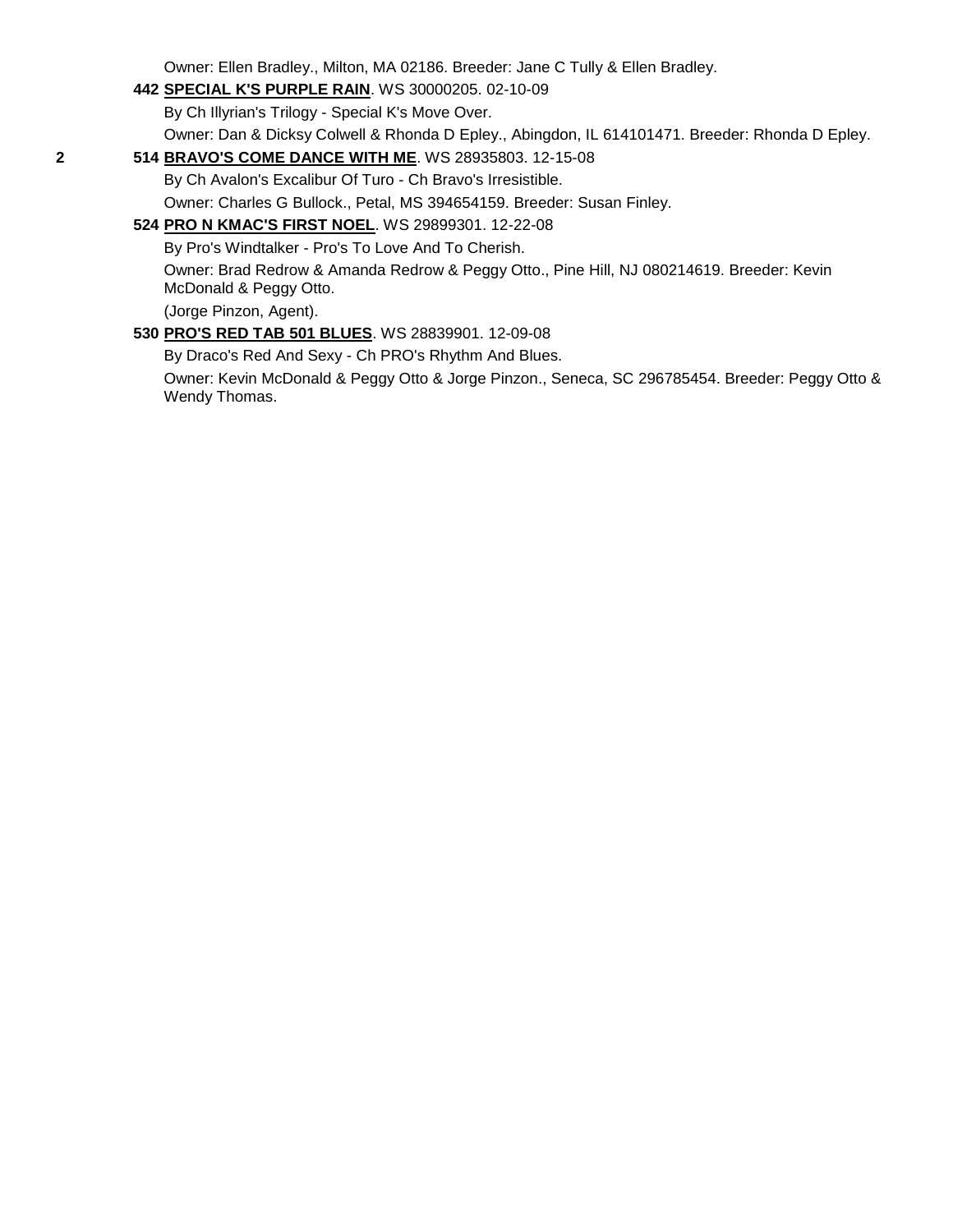Owner: Ellen Bradley., Milton, MA 02186. Breeder: Jane C Tully & Ellen Bradley.

**442** **SPECIAL K'S PURPLE RAIN**. WS 30000205. 02-10-09

By Ch Illyrian's Trilogy - Special K's Move Over.

Owner: Dan & Dicksy Colwell & Rhonda D Epley., Abingdon, IL 614101471. Breeder: Rhonda D Epley.

**2** **514** **BRAVO'S COME DANCE WITH ME**. WS 28935803. 12-15-08

By Ch Avalon's Excalibur Of Turo - Ch Bravo's Irresistible.

Owner: Charles G Bullock., Petal, MS 394654159. Breeder: Susan Finley.

**524** **PRO N KMAC'S FIRST NOEL**. WS 29899301. 12-22-08

By Pro's Windtalker - Pro's To Love And To Cherish.

Owner: Brad Redrow & Amanda Redrow & Peggy Otto., Pine Hill, NJ 080214619. Breeder: Kevin McDonald & Peggy Otto.

(Jorge Pinzon, Agent).

**530** **PRO'S RED TAB 501 BLUES**. WS 28839901. 12-09-08

By Draco's Red And Sexy - Ch PRO's Rhythm And Blues.

Owner: Kevin McDonald & Peggy Otto & Jorge Pinzon., Seneca, SC 296785454. Breeder: Peggy Otto & Wendy Thomas.